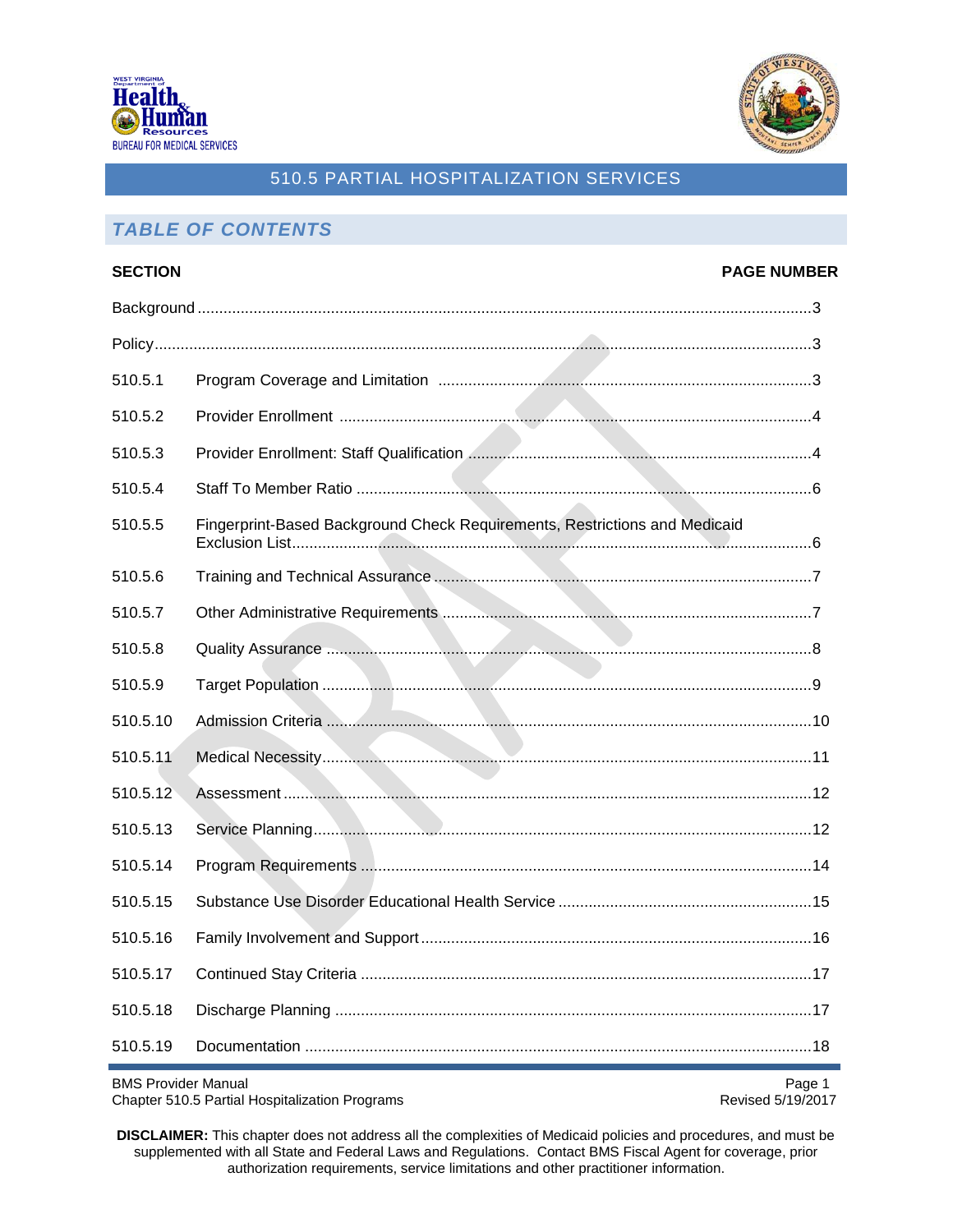# 510.5 PARTIAL HOSPITALIZATION SERVICES

## *TABLE OF CONTENTS*

| SECTION | | PAGE NUMBER |
|---|---|---|
| Background | | 3 |
| Policy | | 3 |
| 510.5.1 | Program Coverage and Limitation | 3 |
| 510.5.2 | Provider Enrollment | 4 |
| 510.5.3 | Provider Enrollment: Staff Qualification | 4 |
| 510.5.4 | Staff To Member Ratio | 6 |
| 510.5.5 | Fingerprint-Based Background Check Requirements, Restrictions and Medicaid Exclusion List | 6 |
| 510.5.6 | Training and Technical Assurance | 7 |
| 510.5.7 | Other Administrative Requirements | 7 |
| 510.5.8 | Quality Assurance | 8 |
| 510.5.9 | Target Population | 9 |
| 510.5.10 | Admission Criteria | 10 |
| 510.5.11 | Medical Necessity | 11 |
| 510.5.12 | Assessment | 12 |
| 510.5.13 | Service Planning | 12 |
| 510.5.14 | Program Requirements | 14 |
| 510.5.15 | Substance Use Disorder Educational Health Service | 15 |
| 510.5.16 | Family Involvement and Support | 16 |
| 510.5.17 | Continued Stay Criteria | 17 |
| 510.5.18 | Discharge Planning | 17 |
| 510.5.19 | Documentation | 18 |

BMS Provider Manual
Chapter 510.5 Partial Hospitalization Programs
Revised 5/19/2017

**DISCLAIMER:** This chapter does not address all the complexities of Medicaid policies and procedures, and must be supplemented with all State and Federal Laws and Regulations. Contact BMS Fiscal Agent for coverage, prior authorization requirements, service limitations and other practitioner information.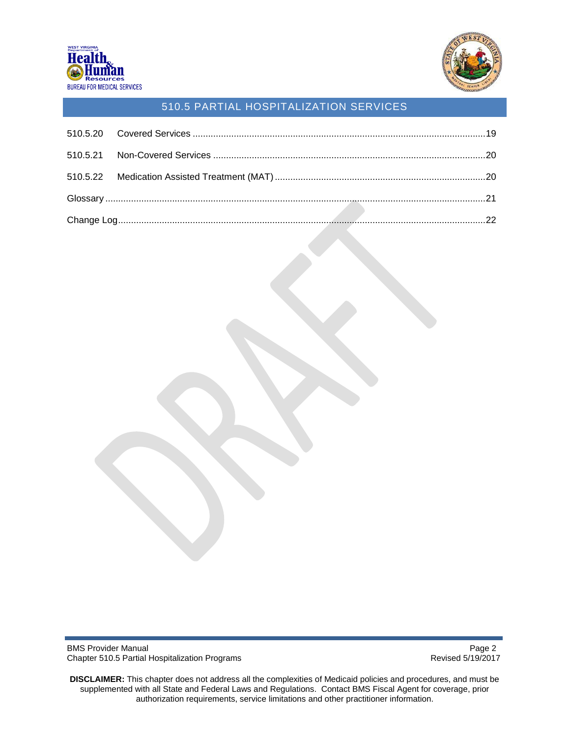# 510.5 PARTIAL HOSPITALIZATION SERVICES

510.5.20 Covered Services ....................................................................................................19

510.5.21 Non-Covered Services ............................................................................................20

510.5.22 Medication Assisted Treatment (MAT) ....................................................................20

Glossary ....................................................................................................................................21

Change Log................................................................................................................................22

**DISCLAIMER:** This chapter does not address all the complexities of Medicaid policies and procedures, and must be supplemented with all State and Federal Laws and Regulations. Contact BMS Fiscal Agent for coverage, prior authorization requirements, service limitations and other practitioner information.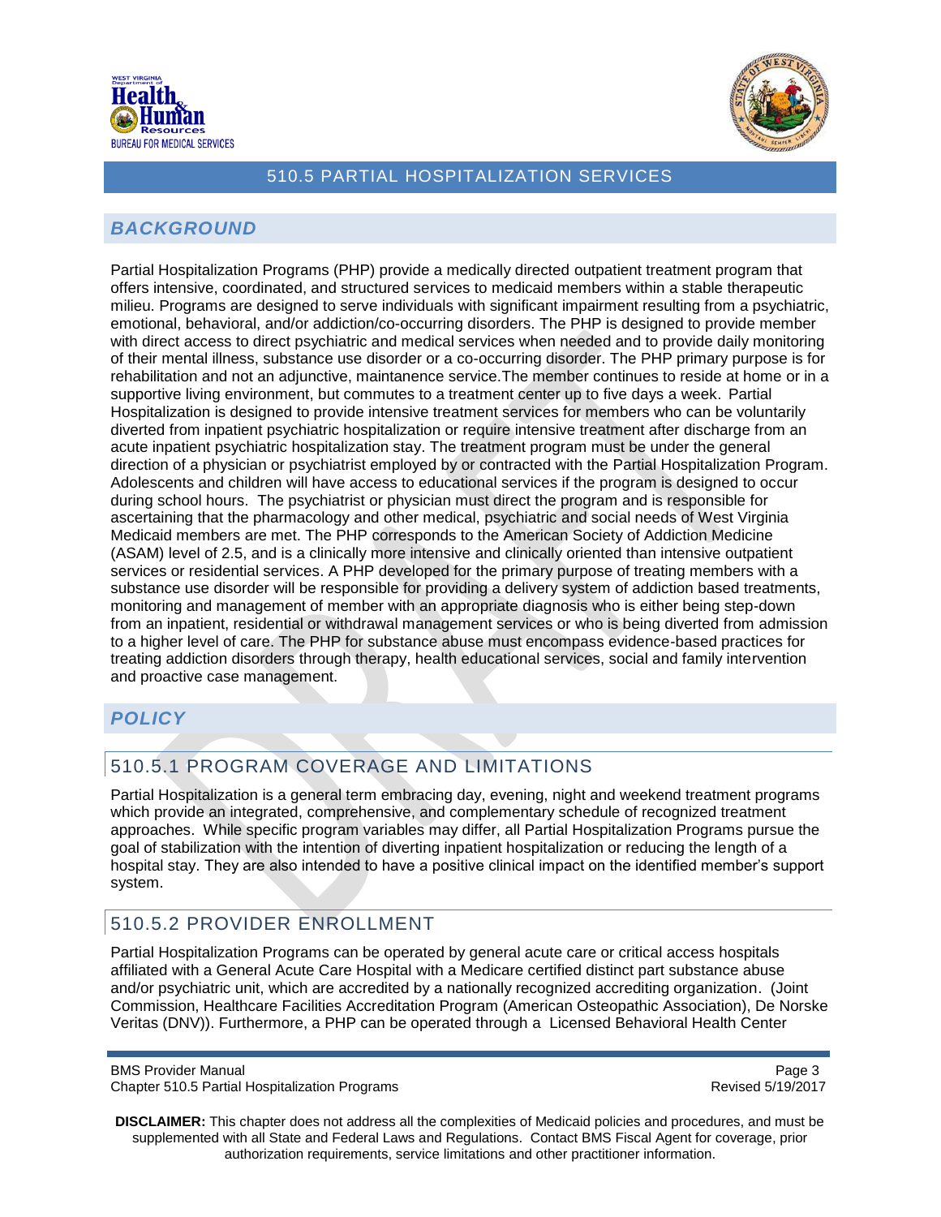# 510.5 PARTIAL HOSPITALIZATION SERVICES

## *BACKGROUND*

Partial Hospitalization Programs (PHP) provide a medically directed outpatient treatment program that offers intensive, coordinated, and structured services to medicaid members within a stable therapeutic milieu. Programs are designed to serve individuals with significant impairment resulting from a psychiatric, emotional, behavioral, and/or addiction/co-occurring disorders. The PHP is designed to provide member with direct access to direct psychiatric and medical services when needed and to provide daily monitoring of their mental illness, substance use disorder or a co-occurring disorder. The PHP primary purpose is for rehabilitation and not an adjunctive, maintanence service.The member continues to reside at home or in a supportive living environment, but commutes to a treatment center up to five days a week. Partial Hospitalization is designed to provide intensive treatment services for members who can be voluntarily diverted from inpatient psychiatric hospitalization or require intensive treatment after discharge from an acute inpatient psychiatric hospitalization stay. The treatment program must be under the general direction of a physician or psychiatrist employed by or contracted with the Partial Hospitalization Program. Adolescents and children will have access to educational services if the program is designed to occur during school hours. The psychiatrist or physician must direct the program and is responsible for ascertaining that the pharmacology and other medical, psychiatric and social needs of West Virginia Medicaid members are met. The PHP corresponds to the American Society of Addiction Medicine (ASAM) level of 2.5, and is a clinically more intensive and clinically oriented than intensive outpatient services or residential services. A PHP developed for the primary purpose of treating members with a substance use disorder will be responsible for providing a delivery system of addiction based treatments, monitoring and management of member with an appropriate diagnosis who is either being step-down from an inpatient, residential or withdrawal management services or who is being diverted from admission to a higher level of care. The PHP for substance abuse must encompass evidence-based practices for treating addiction disorders through therapy, health educational services, social and family intervention and proactive case management.

## *POLICY*

### 510.5.1 PROGRAM COVERAGE AND LIMITATIONS

Partial Hospitalization is a general term embracing day, evening, night and weekend treatment programs which provide an integrated, comprehensive, and complementary schedule of recognized treatment approaches. While specific program variables may differ, all Partial Hospitalization Programs pursue the goal of stabilization with the intention of diverting inpatient hospitalization or reducing the length of a hospital stay. They are also intended to have a positive clinical impact on the identified member's support system.

### 510.5.2 PROVIDER ENROLLMENT

Partial Hospitalization Programs can be operated by general acute care or critical access hospitals affiliated with a General Acute Care Hospital with a Medicare certified distinct part substance abuse and/or psychiatric unit, which are accredited by a nationally recognized accrediting organization. (Joint Commission, Healthcare Facilities Accreditation Program (American Osteopathic Association), De Norske Veritas (DNV)). Furthermore, a PHP can be operated through a Licensed Behavioral Health Center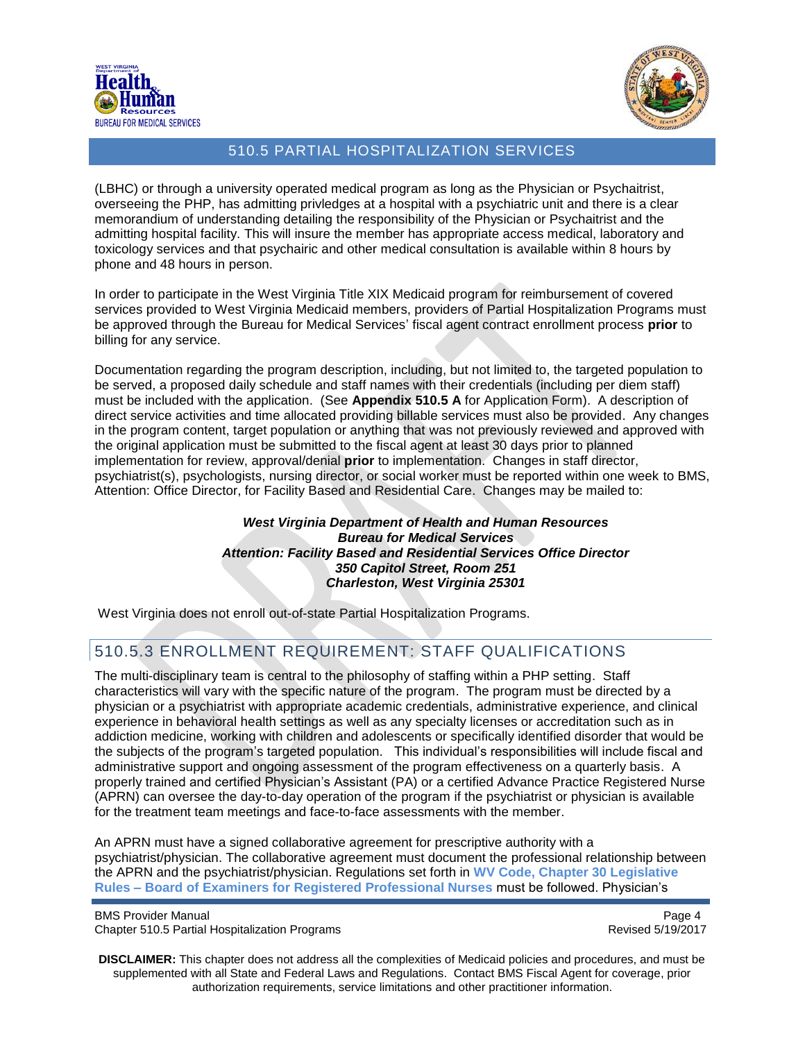(LBHC) or through a university operated medical program as long as the Physician or Psychaitrist, overseeing the PHP, has admitting privledges at a hospital with a psychiatric unit and there is a clear memorandium of understanding detailing the responsibility of the Physician or Psychaitrist and the admitting hospital facility. This will insure the member has appropriate access medical, laboratory and toxicology services and that psychairic and other medical consultation is available within 8 hours by phone and 48 hours in person.

In order to participate in the West Virginia Title XIX Medicaid program for reimbursement of covered services provided to West Virginia Medicaid members, providers of Partial Hospitalization Programs must be approved through the Bureau for Medical Services' fiscal agent contract enrollment process **prior** to billing for any service.

Documentation regarding the program description, including, but not limited to, the targeted population to be served, a proposed daily schedule and staff names with their credentials (including per diem staff) must be included with the application. (See **Appendix 510.5 A** for Application Form). A description of direct service activities and time allocated providing billable services must also be provided. Any changes in the program content, target population or anything that was not previously reviewed and approved with the original application must be submitted to the fiscal agent at least 30 days prior to planned implementation for review, approval/denial **prior** to implementation. Changes in staff director, psychiatrist(s), psychologists, nursing director, or social worker must be reported within one week to BMS, Attention: Office Director, for Facility Based and Residential Care. Changes may be mailed to:

***West Virginia Department of Health and Human Resources***
***Bureau for Medical Services***
***Attention: Facility Based and Residential Services Office Director***
***350 Capitol Street, Room 251***
***Charleston, West Virginia 25301***

West Virginia does not enroll out-of-state Partial Hospitalization Programs.

## 510.5.3 ENROLLMENT REQUIREMENT: STAFF QUALIFICATIONS

The multi-disciplinary team is central to the philosophy of staffing within a PHP setting. Staff characteristics will vary with the specific nature of the program. The program must be directed by a physician or a psychiatrist with appropriate academic credentials, administrative experience, and clinical experience in behavioral health settings as well as any specialty licenses or accreditation such as in addiction medicine, working with children and adolescents or specifically identified disorder that would be the subjects of the program's targeted population. This individual's responsibilities will include fiscal and administrative support and ongoing assessment of the program effectiveness on a quarterly basis. A properly trained and certified Physician's Assistant (PA) or a certified Advance Practice Registered Nurse (APRN) can oversee the day-to-day operation of the program if the psychiatrist or physician is available for the treatment team meetings and face-to-face assessments with the member.

An APRN must have a signed collaborative agreement for prescriptive authority with a psychiatrist/physician. The collaborative agreement must document the professional relationship between the APRN and the psychiatrist/physician. Regulations set forth in **WV Code, Chapter 30 Legislative Rules – Board of Examiners for Registered Professional Nurses** must be followed. Physician's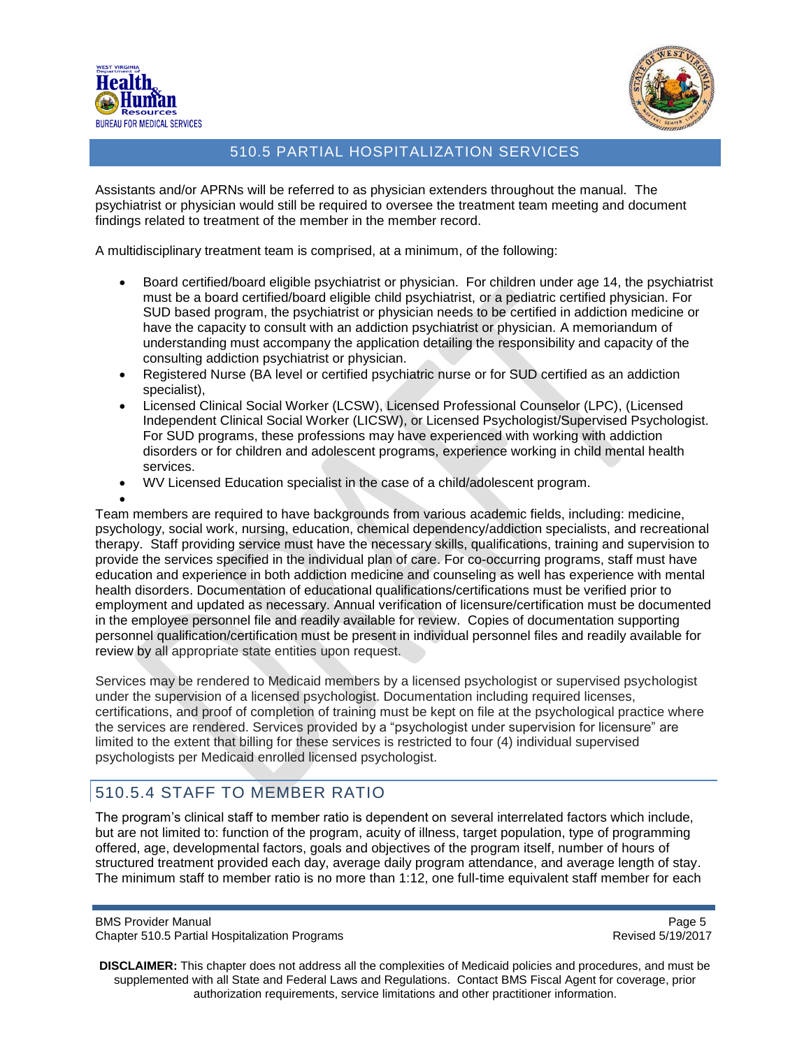Assistants and/or APRNs will be referred to as physician extenders throughout the manual. The psychiatrist or physician would still be required to oversee the treatment team meeting and document findings related to treatment of the member in the member record.

A multidisciplinary treatment team is comprised, at a minimum, of the following:

- Board certified/board eligible psychiatrist or physician. For children under age 14, the psychiatrist must be a board certified/board eligible child psychiatrist, or a pediatric certified physician. For SUD based program, the psychiatrist or physician needs to be certified in addiction medicine or have the capacity to consult with an addiction psychiatrist or physician. A memoriandum of understanding must accompany the application detailing the responsibility and capacity of the consulting addiction psychiatrist or physician.
- Registered Nurse (BA level or certified psychiatric nurse or for SUD certified as an addiction specialist),
- Licensed Clinical Social Worker (LCSW), Licensed Professional Counselor (LPC), (Licensed Independent Clinical Social Worker (LICSW), or Licensed Psychologist/Supervised Psychologist. For SUD programs, these professions may have experienced with working with addiction disorders or for children and adolescent programs, experience working in child mental health services.
- WV Licensed Education specialist in the case of a child/adolescent program.

Team members are required to have backgrounds from various academic fields, including: medicine, psychology, social work, nursing, education, chemical dependency/addiction specialists, and recreational therapy. Staff providing service must have the necessary skills, qualifications, training and supervision to provide the services specified in the individual plan of care. For co-occurring programs, staff must have education and experience in both addiction medicine and counseling as well has experience with mental health disorders. Documentation of educational qualifications/certifications must be verified prior to employment and updated as necessary. Annual verification of licensure/certification must be documented in the employee personnel file and readily available for review. Copies of documentation supporting personnel qualification/certification must be present in individual personnel files and readily available for review by all appropriate state entities upon request.

Services may be rendered to Medicaid members by a licensed psychologist or supervised psychologist under the supervision of a licensed psychologist. Documentation including required licenses, certifications, and proof of completion of training must be kept on file at the psychological practice where the services are rendered. Services provided by a "psychologist under supervision for licensure" are limited to the extent that billing for these services is restricted to four (4) individual supervised psychologists per Medicaid enrolled licensed psychologist.

## 510.5.4 STAFF TO MEMBER RATIO

The program's clinical staff to member ratio is dependent on several interrelated factors which include, but are not limited to: function of the program, acuity of illness, target population, type of programming offered, age, developmental factors, goals and objectives of the program itself, number of hours of structured treatment provided each day, average daily program attendance, and average length of stay. The minimum staff to member ratio is no more than 1:12, one full-time equivalent staff member for each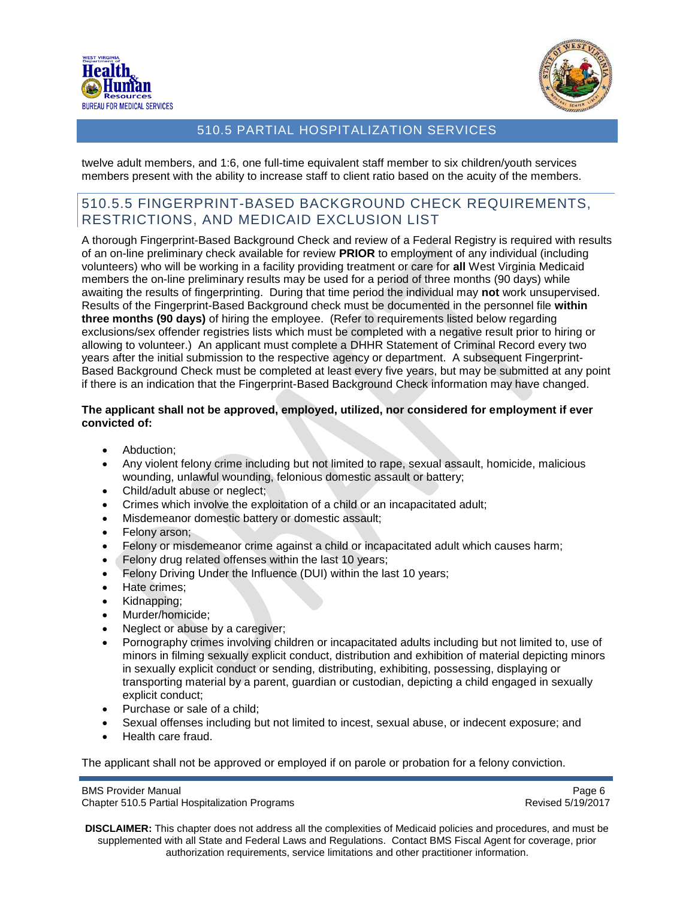twelve adult members, and 1:6, one full-time equivalent staff member to six children/youth services members present with the ability to increase staff to client ratio based on the acuity of the members.

## 510.5.5 FINGERPRINT-BASED BACKGROUND CHECK REQUIREMENTS, RESTRICTIONS, AND MEDICAID EXCLUSION LIST

A thorough Fingerprint-Based Background Check and review of a Federal Registry is required with results of an on-line preliminary check available for review **PRIOR** to employment of any individual (including volunteers) who will be working in a facility providing treatment or care for **all** West Virginia Medicaid members the on-line preliminary results may be used for a period of three months (90 days) while awaiting the results of fingerprinting. During that time period the individual may **not** work unsupervised. Results of the Fingerprint-Based Background check must be documented in the personnel file **within three months (90 days)** of hiring the employee. (Refer to requirements listed below regarding exclusions/sex offender registries lists which must be completed with a negative result prior to hiring or allowing to volunteer.) An applicant must complete a DHHR Statement of Criminal Record every two years after the initial submission to the respective agency or department. A subsequent Fingerprint-Based Background Check must be completed at least every five years, but may be submitted at any point if there is an indication that the Fingerprint-Based Background Check information may have changed.

**The applicant shall not be approved, employed, utilized, nor considered for employment if ever convicted of:**

- Abduction;
- Any violent felony crime including but not limited to rape, sexual assault, homicide, malicious wounding, unlawful wounding, felonious domestic assault or battery;
- Child/adult abuse or neglect;
- Crimes which involve the exploitation of a child or an incapacitated adult;
- Misdemeanor domestic battery or domestic assault;
- Felony arson;
- Felony or misdemeanor crime against a child or incapacitated adult which causes harm;
- Felony drug related offenses within the last 10 years;
- Felony Driving Under the Influence (DUI) within the last 10 years;
- Hate crimes;
- Kidnapping;
- Murder/homicide;
- Neglect or abuse by a caregiver;
- Pornography crimes involving children or incapacitated adults including but not limited to, use of minors in filming sexually explicit conduct, distribution and exhibition of material depicting minors in sexually explicit conduct or sending, distributing, exhibiting, possessing, displaying or transporting material by a parent, guardian or custodian, depicting a child engaged in sexually explicit conduct;
- Purchase or sale of a child;
- Sexual offenses including but not limited to incest, sexual abuse, or indecent exposure; and
- Health care fraud.

The applicant shall not be approved or employed if on parole or probation for a felony conviction.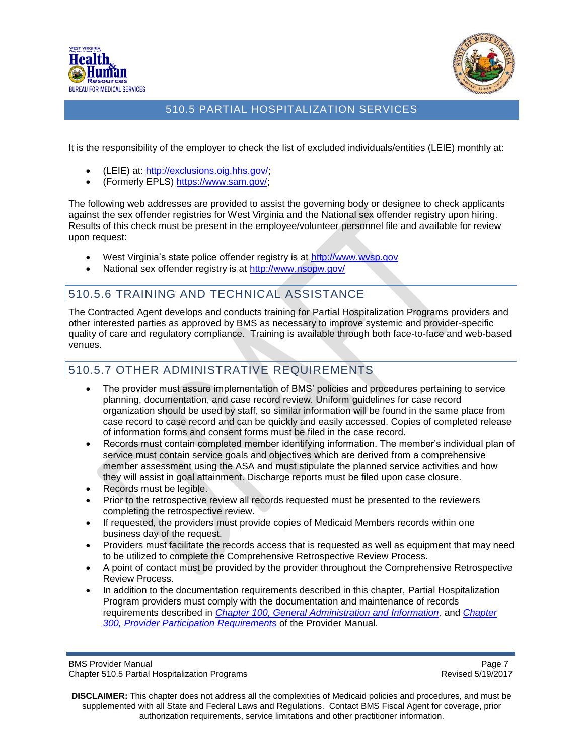It is the responsibility of the employer to check the list of excluded individuals/entities (LEIE) monthly at:

- (LEIE) at: http://exclusions.oig.hhs.gov/;
- (Formerly EPLS) https://www.sam.gov/;

The following web addresses are provided to assist the governing body or designee to check applicants against the sex offender registries for West Virginia and the National sex offender registry upon hiring. Results of this check must be present in the employee/volunteer personnel file and available for review upon request:

- West Virginia's state police offender registry is at http://www.wvsp.gov
- National sex offender registry is at http://www.nsopw.gov/

## 510.5.6 TRAINING AND TECHNICAL ASSISTANCE

The Contracted Agent develops and conducts training for Partial Hospitalization Programs providers and other interested parties as approved by BMS as necessary to improve systemic and provider-specific quality of care and regulatory compliance. Training is available through both face-to-face and web-based venues.

## 510.5.7 OTHER ADMINISTRATIVE REQUIREMENTS

- The provider must assure implementation of BMS' policies and procedures pertaining to service planning, documentation, and case record review. Uniform guidelines for case record organization should be used by staff, so similar information will be found in the same place from case record to case record and can be quickly and easily accessed. Copies of completed release of information forms and consent forms must be filed in the case record.
- Records must contain completed member identifying information. The member's individual plan of service must contain service goals and objectives which are derived from a comprehensive member assessment using the ASA and must stipulate the planned service activities and how they will assist in goal attainment. Discharge reports must be filed upon case closure.
- Records must be legible.
- Prior to the retrospective review all records requested must be presented to the reviewers completing the retrospective review.
- If requested, the providers must provide copies of Medicaid Members records within one business day of the request.
- Providers must facilitate the records access that is requested as well as equipment that may need to be utilized to complete the Comprehensive Retrospective Review Process.
- A point of contact must be provided by the provider throughout the Comprehensive Retrospective Review Process.
- In addition to the documentation requirements described in this chapter, Partial Hospitalization Program providers must comply with the documentation and maintenance of records requirements described in *Chapter 100, General Administration and Information,* and *Chapter 300, Provider Participation Requirements* of the Provider Manual.

**DISCLAIMER:** This chapter does not address all the complexities of Medicaid policies and procedures, and must be supplemented with all State and Federal Laws and Regulations. Contact BMS Fiscal Agent for coverage, prior authorization requirements, service limitations and other practitioner information.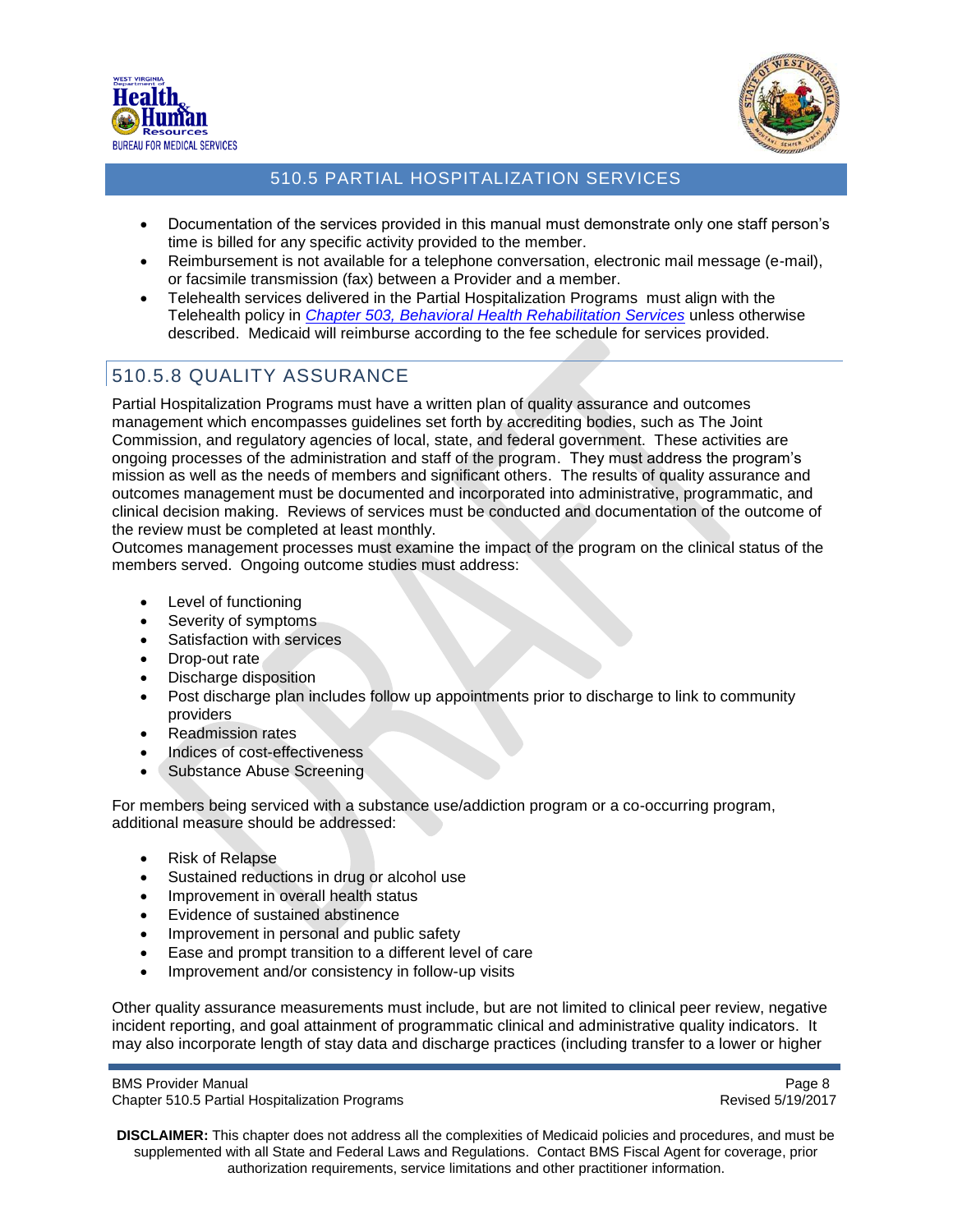- Documentation of the services provided in this manual must demonstrate only one staff person's time is billed for any specific activity provided to the member.
- Reimbursement is not available for a telephone conversation, electronic mail message (e-mail), or facsimile transmission (fax) between a Provider and a member.
- Telehealth services delivered in the Partial Hospitalization Programs must align with the Telehealth policy in *Chapter 503, Behavioral Health Rehabilitation Services* unless otherwise described. Medicaid will reimburse according to the fee schedule for services provided.

## 510.5.8 QUALITY ASSURANCE

Partial Hospitalization Programs must have a written plan of quality assurance and outcomes management which encompasses guidelines set forth by accrediting bodies, such as The Joint Commission, and regulatory agencies of local, state, and federal government. These activities are ongoing processes of the administration and staff of the program. They must address the program's mission as well as the needs of members and significant others. The results of quality assurance and outcomes management must be documented and incorporated into administrative, programmatic, and clinical decision making. Reviews of services must be conducted and documentation of the outcome of the review must be completed at least monthly.
Outcomes management processes must examine the impact of the program on the clinical status of the members served. Ongoing outcome studies must address:

- Level of functioning
- Severity of symptoms
- Satisfaction with services
- Drop-out rate
- Discharge disposition
- Post discharge plan includes follow up appointments prior to discharge to link to community providers
- Readmission rates
- Indices of cost-effectiveness
- Substance Abuse Screening

For members being serviced with a substance use/addiction program or a co-occurring program, additional measure should be addressed:

- Risk of Relapse
- Sustained reductions in drug or alcohol use
- Improvement in overall health status
- Evidence of sustained abstinence
- Improvement in personal and public safety
- Ease and prompt transition to a different level of care
- Improvement and/or consistency in follow-up visits

Other quality assurance measurements must include, but are not limited to clinical peer review, negative incident reporting, and goal attainment of programmatic clinical and administrative quality indicators. It may also incorporate length of stay data and discharge practices (including transfer to a lower or higher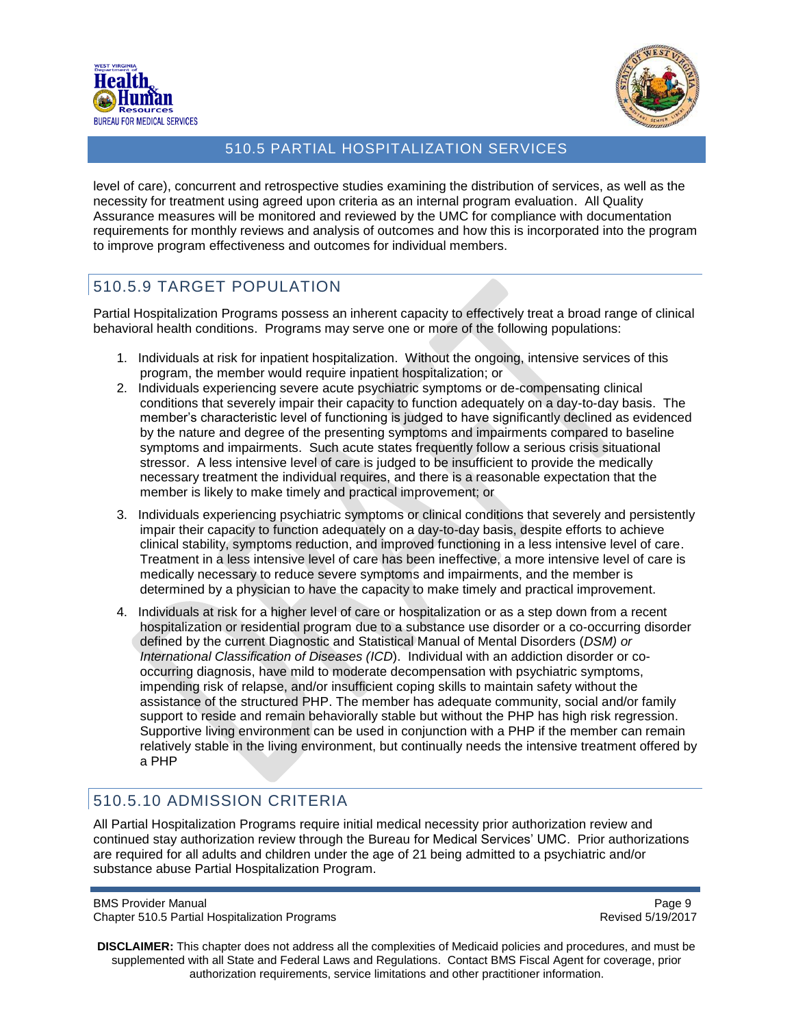level of care), concurrent and retrospective studies examining the distribution of services, as well as the necessity for treatment using agreed upon criteria as an internal program evaluation. All Quality Assurance measures will be monitored and reviewed by the UMC for compliance with documentation requirements for monthly reviews and analysis of outcomes and how this is incorporated into the program to improve program effectiveness and outcomes for individual members.

## 510.5.9 TARGET POPULATION

Partial Hospitalization Programs possess an inherent capacity to effectively treat a broad range of clinical behavioral health conditions. Programs may serve one or more of the following populations:

1. Individuals at risk for inpatient hospitalization. Without the ongoing, intensive services of this program, the member would require inpatient hospitalization; or
2. Individuals experiencing severe acute psychiatric symptoms or de-compensating clinical conditions that severely impair their capacity to function adequately on a day-to-day basis. The member's characteristic level of functioning is judged to have significantly declined as evidenced by the nature and degree of the presenting symptoms and impairments compared to baseline symptoms and impairments. Such acute states frequently follow a serious crisis situational stressor. A less intensive level of care is judged to be insufficient to provide the medically necessary treatment the individual requires, and there is a reasonable expectation that the member is likely to make timely and practical improvement; or
3. Individuals experiencing psychiatric symptoms or clinical conditions that severely and persistently impair their capacity to function adequately on a day-to-day basis, despite efforts to achieve clinical stability, symptoms reduction, and improved functioning in a less intensive level of care. Treatment in a less intensive level of care has been ineffective, a more intensive level of care is medically necessary to reduce severe symptoms and impairments, and the member is determined by a physician to have the capacity to make timely and practical improvement.
4. Individuals at risk for a higher level of care or hospitalization or as a step down from a recent hospitalization or residential program due to a substance use disorder or a co-occurring disorder defined by the current Diagnostic and Statistical Manual of Mental Disorders (*DSM) or International Classification of Diseases (ICD*). Individual with an addiction disorder or co-occurring diagnosis, have mild to moderate decompensation with psychiatric symptoms, impending risk of relapse, and/or insufficient coping skills to maintain safety without the assistance of the structured PHP. The member has adequate community, social and/or family support to reside and remain behaviorally stable but without the PHP has high risk regression. Supportive living environment can be used in conjunction with a PHP if the member can remain relatively stable in the living environment, but continually needs the intensive treatment offered by a PHP

## 510.5.10 ADMISSION CRITERIA

All Partial Hospitalization Programs require initial medical necessity prior authorization review and continued stay authorization review through the Bureau for Medical Services' UMC. Prior authorizations are required for all adults and children under the age of 21 being admitted to a psychiatric and/or substance abuse Partial Hospitalization Program.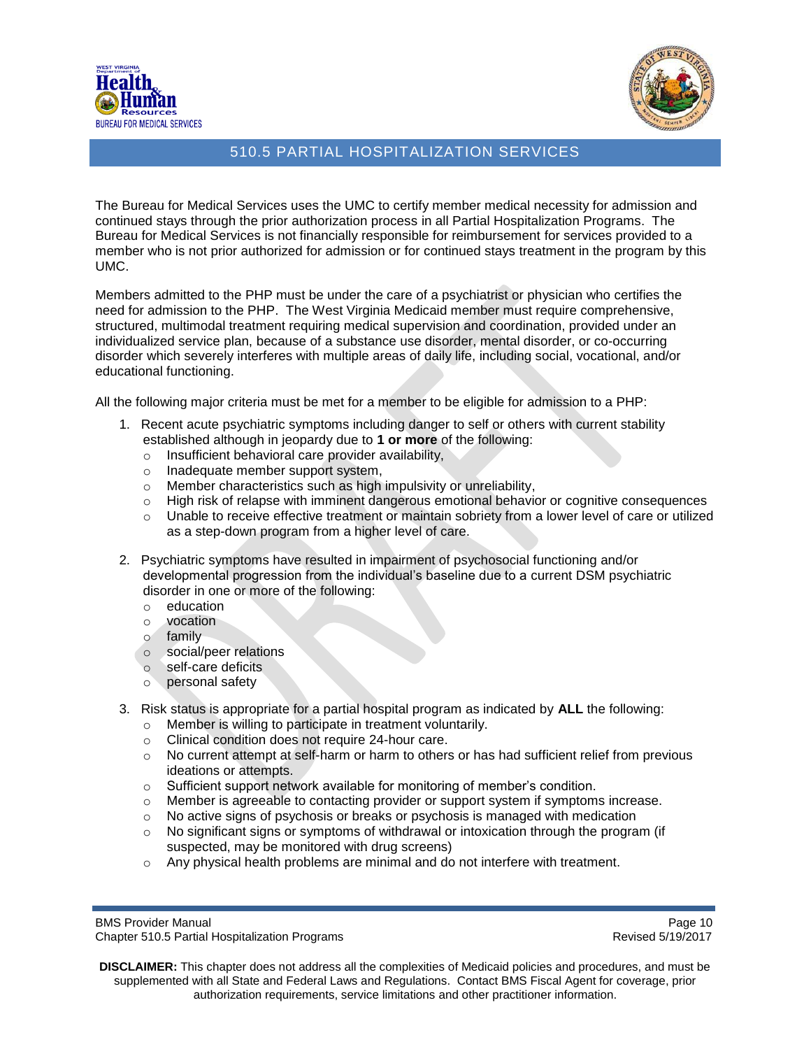The Bureau for Medical Services uses the UMC to certify member medical necessity for admission and continued stays through the prior authorization process in all Partial Hospitalization Programs. The Bureau for Medical Services is not financially responsible for reimbursement for services provided to a member who is not prior authorized for admission or for continued stays treatment in the program by this UMC.

Members admitted to the PHP must be under the care of a psychiatrist or physician who certifies the need for admission to the PHP. The West Virginia Medicaid member must require comprehensive, structured, multimodal treatment requiring medical supervision and coordination, provided under an individualized service plan, because of a substance use disorder, mental disorder, or co-occurring disorder which severely interferes with multiple areas of daily life, including social, vocational, and/or educational functioning.

All the following major criteria must be met for a member to be eligible for admission to a PHP:

1. Recent acute psychiatric symptoms including danger to self or others with current stability established although in jeopardy due to **1 or more** of the following:
   - Insufficient behavioral care provider availability,
   - Inadequate member support system,
   - Member characteristics such as high impulsivity or unreliability,
   - High risk of relapse with imminent dangerous emotional behavior or cognitive consequences
   - Unable to receive effective treatment or maintain sobriety from a lower level of care or utilized as a step-down program from a higher level of care.

2. Psychiatric symptoms have resulted in impairment of psychosocial functioning and/or developmental progression from the individual's baseline due to a current DSM psychiatric disorder in one or more of the following:
   - education
   - vocation
   - family
   - social/peer relations
   - self-care deficits
   - personal safety

3. Risk status is appropriate for a partial hospital program as indicated by **ALL** the following:
   - Member is willing to participate in treatment voluntarily.
   - Clinical condition does not require 24-hour care.
   - No current attempt at self-harm or harm to others or has had sufficient relief from previous ideations or attempts.
   - Sufficient support network available for monitoring of member's condition.
   - Member is agreeable to contacting provider or support system if symptoms increase.
   - No active signs of psychosis or breaks or psychosis is managed with medication
   - No significant signs or symptoms of withdrawal or intoxication through the program (if suspected, may be monitored with drug screens)
   - Any physical health problems are minimal and do not interfere with treatment.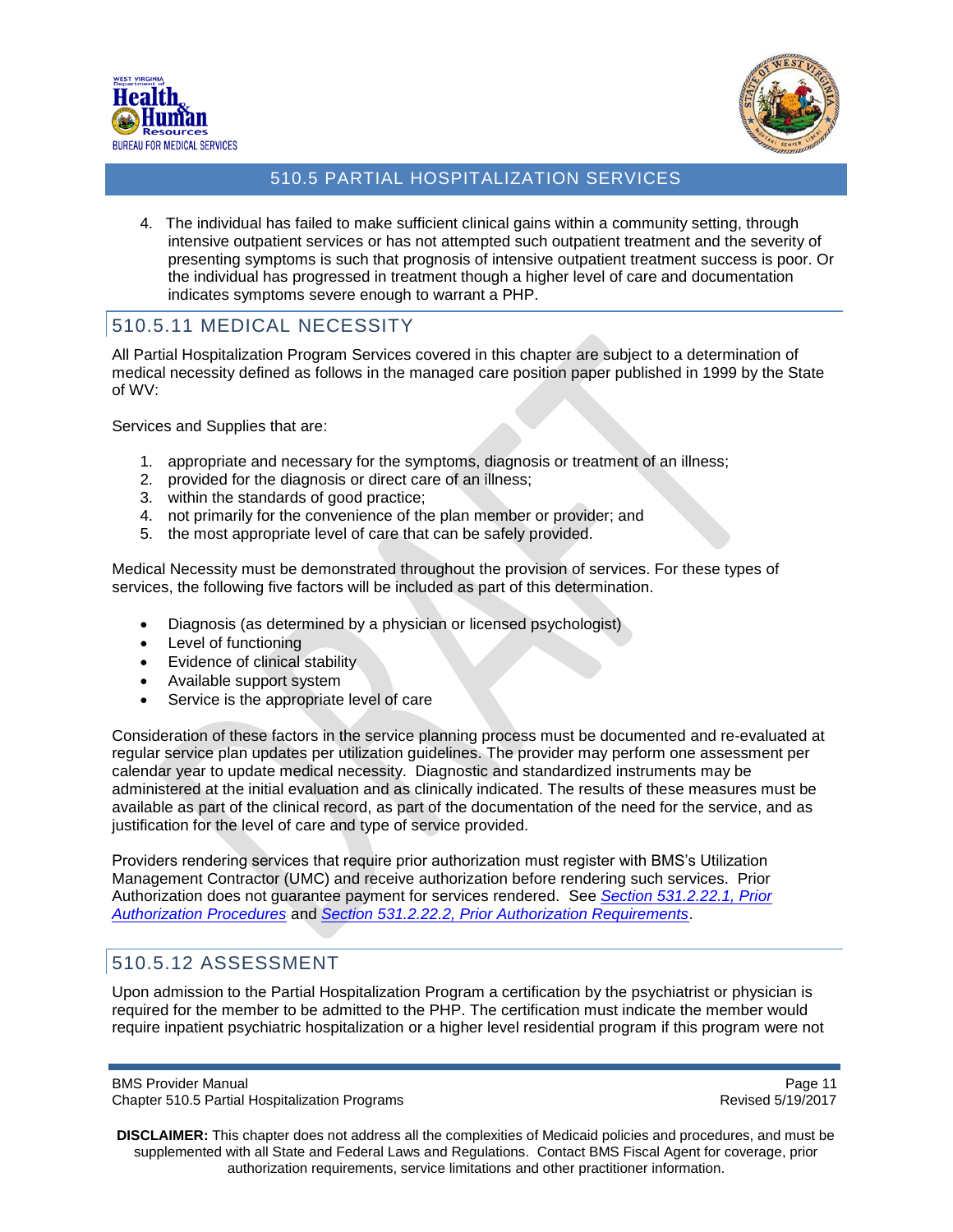4. The individual has failed to make sufficient clinical gains within a community setting, through intensive outpatient services or has not attempted such outpatient treatment and the severity of presenting symptoms is such that prognosis of intensive outpatient treatment success is poor. Or the individual has progressed in treatment though a higher level of care and documentation indicates symptoms severe enough to warrant a PHP.

## 510.5.11 MEDICAL NECESSITY

All Partial Hospitalization Program Services covered in this chapter are subject to a determination of medical necessity defined as follows in the managed care position paper published in 1999 by the State of WV:

Services and Supplies that are:

1. appropriate and necessary for the symptoms, diagnosis or treatment of an illness;
2. provided for the diagnosis or direct care of an illness;
3. within the standards of good practice;
4. not primarily for the convenience of the plan member or provider; and
5. the most appropriate level of care that can be safely provided.

Medical Necessity must be demonstrated throughout the provision of services. For these types of services, the following five factors will be included as part of this determination.

- Diagnosis (as determined by a physician or licensed psychologist)
- Level of functioning
- Evidence of clinical stability
- Available support system
- Service is the appropriate level of care

Consideration of these factors in the service planning process must be documented and re-evaluated at regular service plan updates per utilization guidelines. The provider may perform one assessment per calendar year to update medical necessity. Diagnostic and standardized instruments may be administered at the initial evaluation and as clinically indicated. The results of these measures must be available as part of the clinical record, as part of the documentation of the need for the service, and as justification for the level of care and type of service provided.

Providers rendering services that require prior authorization must register with BMS's Utilization Management Contractor (UMC) and receive authorization before rendering such services. Prior Authorization does not guarantee payment for services rendered. See *Section 531.2.22.1, Prior Authorization Procedures* and *Section 531.2.22.2, Prior Authorization Requirements*.

## 510.5.12 ASSESSMENT

Upon admission to the Partial Hospitalization Program a certification by the psychiatrist or physician is required for the member to be admitted to the PHP. The certification must indicate the member would require inpatient psychiatric hospitalization or a higher level residential program if this program were not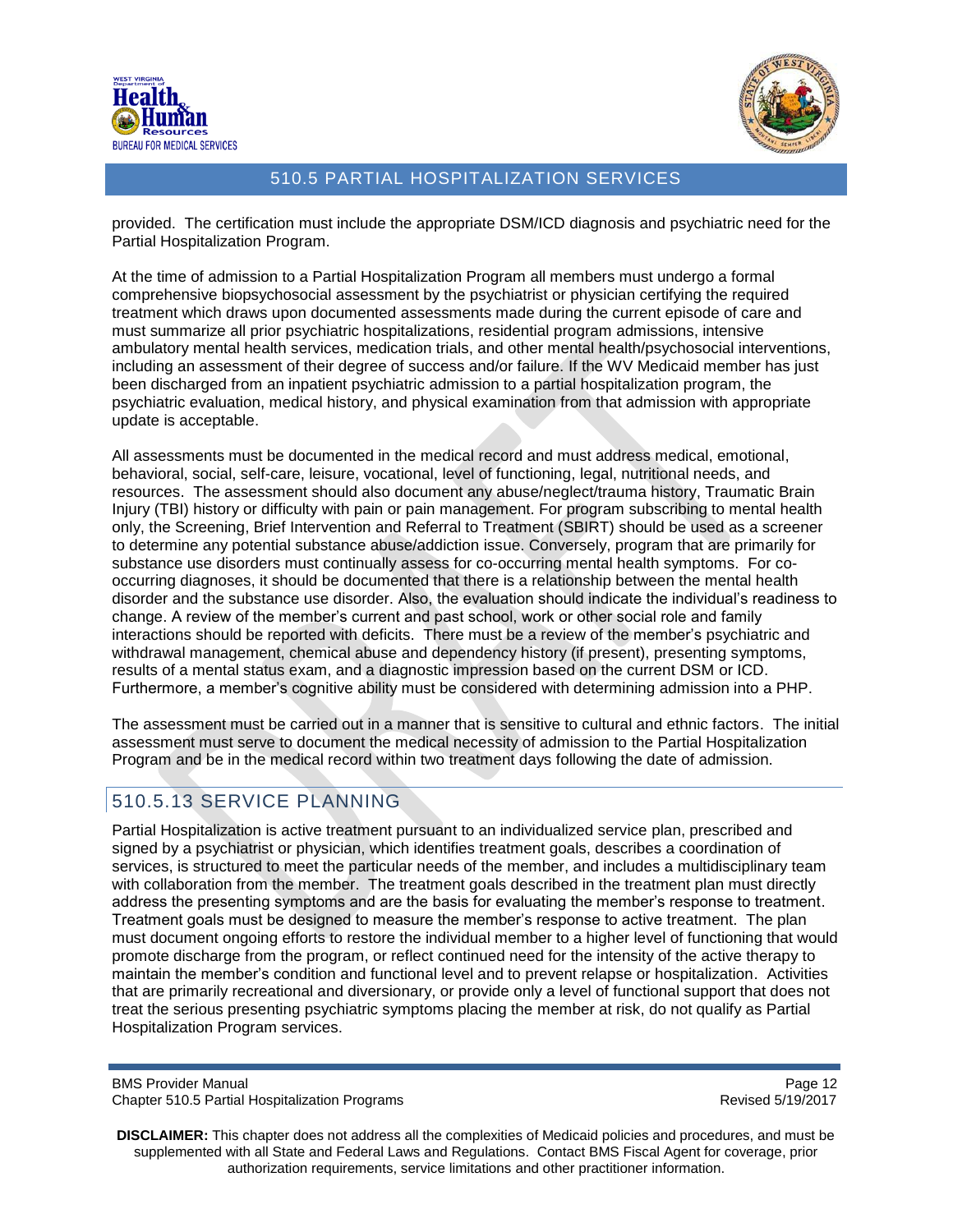provided. The certification must include the appropriate DSM/ICD diagnosis and psychiatric need for the Partial Hospitalization Program.

At the time of admission to a Partial Hospitalization Program all members must undergo a formal comprehensive biopsychosocial assessment by the psychiatrist or physician certifying the required treatment which draws upon documented assessments made during the current episode of care and must summarize all prior psychiatric hospitalizations, residential program admissions, intensive ambulatory mental health services, medication trials, and other mental health/psychosocial interventions, including an assessment of their degree of success and/or failure. If the WV Medicaid member has just been discharged from an inpatient psychiatric admission to a partial hospitalization program, the psychiatric evaluation, medical history, and physical examination from that admission with appropriate update is acceptable.

All assessments must be documented in the medical record and must address medical, emotional, behavioral, social, self-care, leisure, vocational, level of functioning, legal, nutritional needs, and resources. The assessment should also document any abuse/neglect/trauma history, Traumatic Brain Injury (TBI) history or difficulty with pain or pain management. For program subscribing to mental health only, the Screening, Brief Intervention and Referral to Treatment (SBIRT) should be used as a screener to determine any potential substance abuse/addiction issue. Conversely, program that are primarily for substance use disorders must continually assess for co-occurring mental health symptoms. For co-occurring diagnoses, it should be documented that there is a relationship between the mental health disorder and the substance use disorder. Also, the evaluation should indicate the individual's readiness to change. A review of the member's current and past school, work or other social role and family interactions should be reported with deficits. There must be a review of the member's psychiatric and withdrawal management, chemical abuse and dependency history (if present), presenting symptoms, results of a mental status exam, and a diagnostic impression based on the current DSM or ICD. Furthermore, a member's cognitive ability must be considered with determining admission into a PHP.

The assessment must be carried out in a manner that is sensitive to cultural and ethnic factors. The initial assessment must serve to document the medical necessity of admission to the Partial Hospitalization Program and be in the medical record within two treatment days following the date of admission.

## 510.5.13 SERVICE PLANNING

Partial Hospitalization is active treatment pursuant to an individualized service plan, prescribed and signed by a psychiatrist or physician, which identifies treatment goals, describes a coordination of services, is structured to meet the particular needs of the member, and includes a multidisciplinary team with collaboration from the member. The treatment goals described in the treatment plan must directly address the presenting symptoms and are the basis for evaluating the member's response to treatment. Treatment goals must be designed to measure the member's response to active treatment. The plan must document ongoing efforts to restore the individual member to a higher level of functioning that would promote discharge from the program, or reflect continued need for the intensity of the active therapy to maintain the member's condition and functional level and to prevent relapse or hospitalization. Activities that are primarily recreational and diversionary, or provide only a level of functional support that does not treat the serious presenting psychiatric symptoms placing the member at risk, do not qualify as Partial Hospitalization Program services.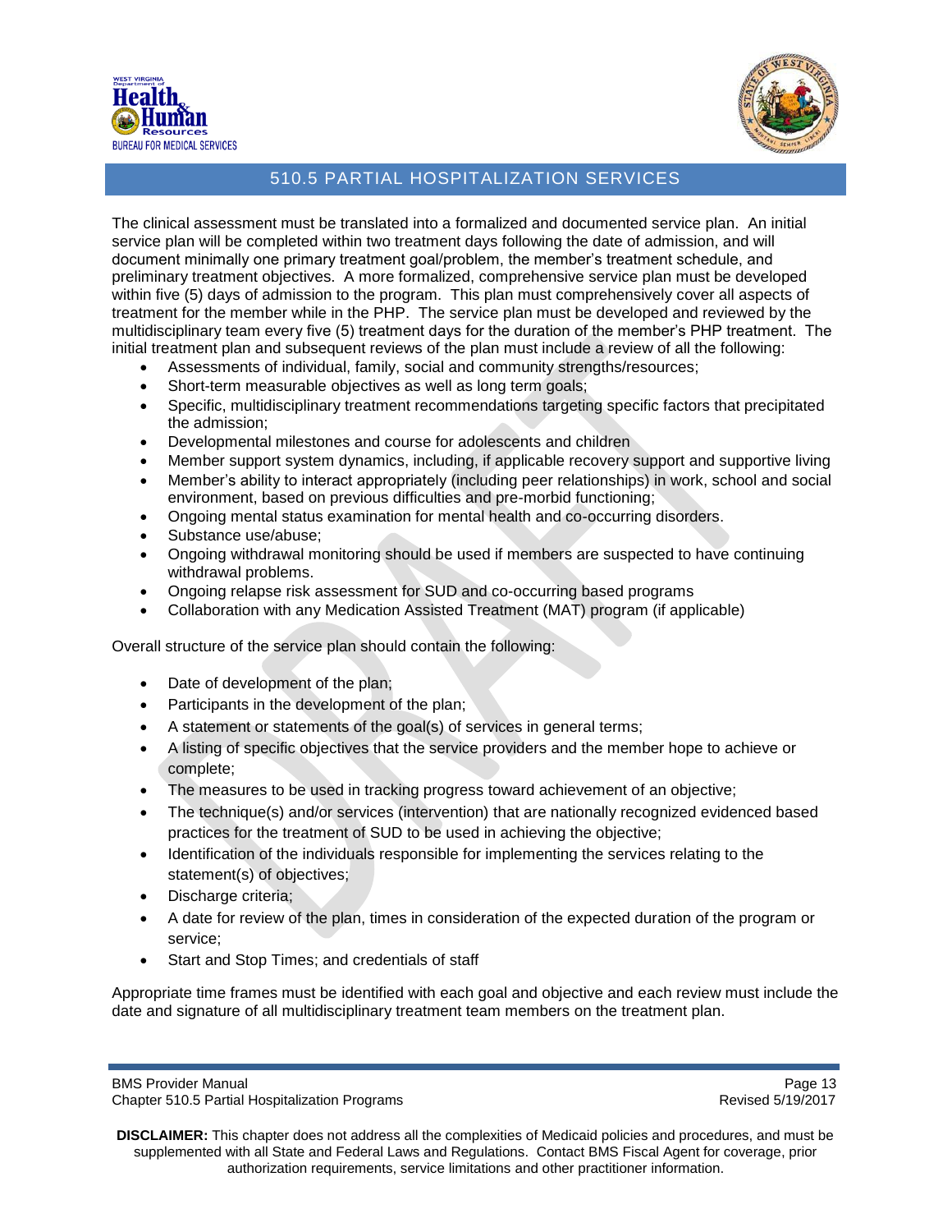## 510.5 PARTIAL HOSPITALIZATION SERVICES

The clinical assessment must be translated into a formalized and documented service plan. An initial service plan will be completed within two treatment days following the date of admission, and will document minimally one primary treatment goal/problem, the member's treatment schedule, and preliminary treatment objectives. A more formalized, comprehensive service plan must be developed within five (5) days of admission to the program. This plan must comprehensively cover all aspects of treatment for the member while in the PHP. The service plan must be developed and reviewed by the multidisciplinary team every five (5) treatment days for the duration of the member's PHP treatment. The initial treatment plan and subsequent reviews of the plan must include a review of all the following:

- Assessments of individual, family, social and community strengths/resources;
- Short-term measurable objectives as well as long term goals;
- Specific, multidisciplinary treatment recommendations targeting specific factors that precipitated the admission;
- Developmental milestones and course for adolescents and children
- Member support system dynamics, including, if applicable recovery support and supportive living
- Member's ability to interact appropriately (including peer relationships) in work, school and social environment, based on previous difficulties and pre-morbid functioning;
- Ongoing mental status examination for mental health and co-occurring disorders.
- Substance use/abuse;
- Ongoing withdrawal monitoring should be used if members are suspected to have continuing withdrawal problems.
- Ongoing relapse risk assessment for SUD and co-occurring based programs
- Collaboration with any Medication Assisted Treatment (MAT) program (if applicable)

Overall structure of the service plan should contain the following:

- Date of development of the plan;
- Participants in the development of the plan;
- A statement or statements of the goal(s) of services in general terms;
- A listing of specific objectives that the service providers and the member hope to achieve or complete;
- The measures to be used in tracking progress toward achievement of an objective;
- The technique(s) and/or services (intervention) that are nationally recognized evidenced based practices for the treatment of SUD to be used in achieving the objective;
- Identification of the individuals responsible for implementing the services relating to the statement(s) of objectives;
- Discharge criteria;
- A date for review of the plan, times in consideration of the expected duration of the program or service;
- Start and Stop Times; and credentials of staff

Appropriate time frames must be identified with each goal and objective and each review must include the date and signature of all multidisciplinary treatment team members on the treatment plan.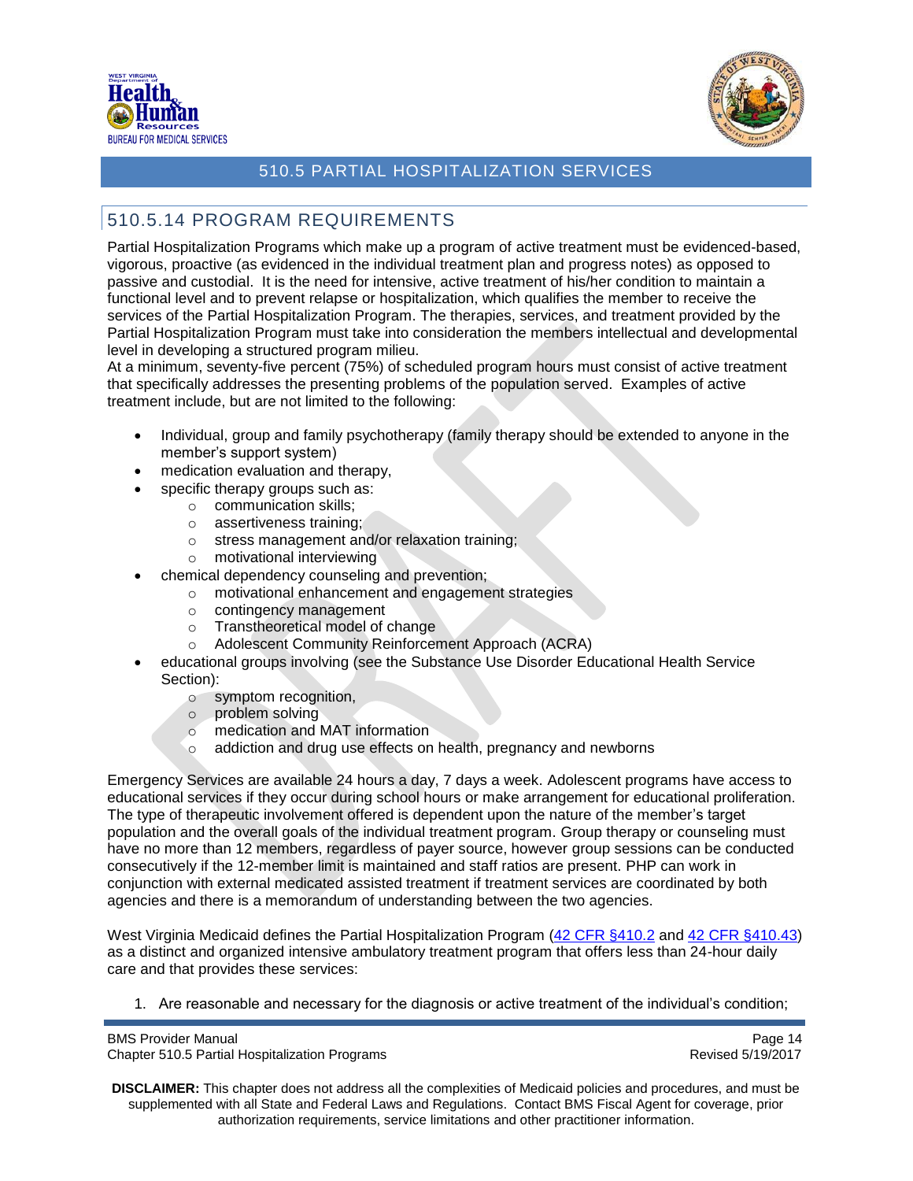## 510.5.14 PROGRAM REQUIREMENTS

Partial Hospitalization Programs which make up a program of active treatment must be evidenced-based, vigorous, proactive (as evidenced in the individual treatment plan and progress notes) as opposed to passive and custodial. It is the need for intensive, active treatment of his/her condition to maintain a functional level and to prevent relapse or hospitalization, which qualifies the member to receive the services of the Partial Hospitalization Program. The therapies, services, and treatment provided by the Partial Hospitalization Program must take into consideration the members intellectual and developmental level in developing a structured program milieu.

At a minimum, seventy-five percent (75%) of scheduled program hours must consist of active treatment that specifically addresses the presenting problems of the population served. Examples of active treatment include, but are not limited to the following:

- Individual, group and family psychotherapy (family therapy should be extended to anyone in the member's support system)
- medication evaluation and therapy,
- specific therapy groups such as:
  - communication skills;
  - assertiveness training;
  - stress management and/or relaxation training;
  - motivational interviewing
- chemical dependency counseling and prevention;
  - motivational enhancement and engagement strategies
  - contingency management
  - Transtheoretical model of change
  - Adolescent Community Reinforcement Approach (ACRA)
- educational groups involving (see the Substance Use Disorder Educational Health Service Section):
  - symptom recognition,
  - problem solving
  - medication and MAT information
  - addiction and drug use effects on health, pregnancy and newborns

Emergency Services are available 24 hours a day, 7 days a week. Adolescent programs have access to educational services if they occur during school hours or make arrangement for educational proliferation. The type of therapeutic involvement offered is dependent upon the nature of the member's target population and the overall goals of the individual treatment program. Group therapy or counseling must have no more than 12 members, regardless of payer source, however group sessions can be conducted consecutively if the 12-member limit is maintained and staff ratios are present. PHP can work in conjunction with external medicated assisted treatment if treatment services are coordinated by both agencies and there is a memorandum of understanding between the two agencies.

West Virginia Medicaid defines the Partial Hospitalization Program (42 CFR §410.2 and 42 CFR §410.43) as a distinct and organized intensive ambulatory treatment program that offers less than 24-hour daily care and that provides these services:

1. Are reasonable and necessary for the diagnosis or active treatment of the individual's condition;

**DISCLAIMER:** This chapter does not address all the complexities of Medicaid policies and procedures, and must be supplemented with all State and Federal Laws and Regulations. Contact BMS Fiscal Agent for coverage, prior authorization requirements, service limitations and other practitioner information.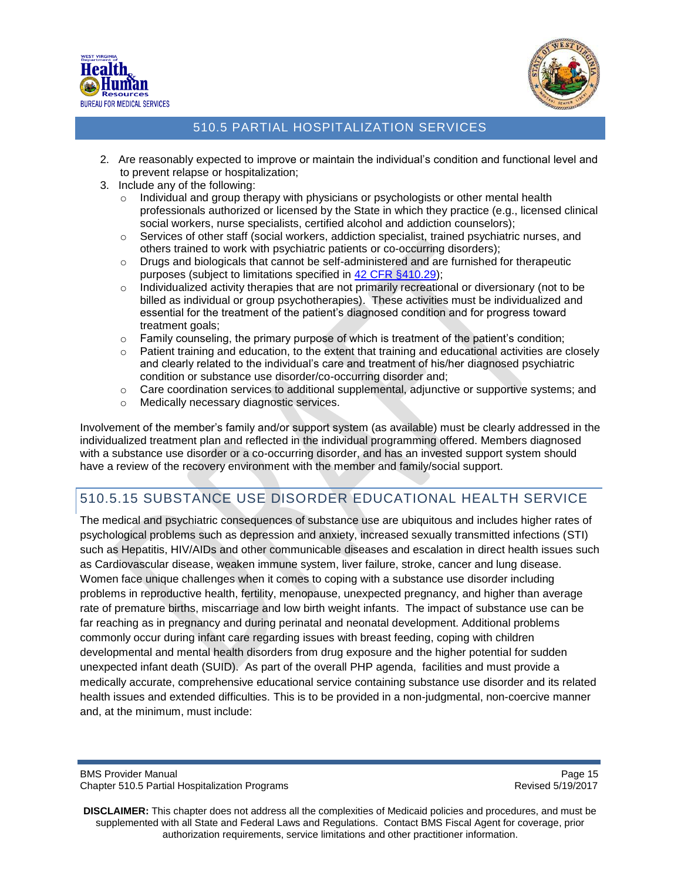2. Are reasonably expected to improve or maintain the individual's condition and functional level and to prevent relapse or hospitalization;
3. Include any of the following:
   - Individual and group therapy with physicians or psychologists or other mental health professionals authorized or licensed by the State in which they practice (e.g., licensed clinical social workers, nurse specialists, certified alcohol and addiction counselors);
   - Services of other staff (social workers, addiction specialist, trained psychiatric nurses, and others trained to work with psychiatric patients or co-occurring disorders);
   - Drugs and biologicals that cannot be self-administered and are furnished for therapeutic purposes (subject to limitations specified in [42 CFR §410.29](42 CFR §410.29));
   - Individualized activity therapies that are not primarily recreational or diversionary (not to be billed as individual or group psychotherapies). These activities must be individualized and essential for the treatment of the patient's diagnosed condition and for progress toward treatment goals;
   - Family counseling, the primary purpose of which is treatment of the patient's condition;
   - Patient training and education, to the extent that training and educational activities are closely and clearly related to the individual's care and treatment of his/her diagnosed psychiatric condition or substance use disorder/co-occurring disorder and;
   - Care coordination services to additional supplemental, adjunctive or supportive systems; and
   - Medically necessary diagnostic services.

Involvement of the member's family and/or support system (as available) must be clearly addressed in the individualized treatment plan and reflected in the individual programming offered. Members diagnosed with a substance use disorder or a co-occurring disorder, and has an invested support system should have a review of the recovery environment with the member and family/social support.

## 510.5.15 SUBSTANCE USE DISORDER EDUCATIONAL HEALTH SERVICE

The medical and psychiatric consequences of substance use are ubiquitous and includes higher rates of psychological problems such as depression and anxiety, increased sexually transmitted infections (STI) such as Hepatitis, HIV/AIDs and other communicable diseases and escalation in direct health issues such as Cardiovascular disease, weaken immune system, liver failure, stroke, cancer and lung disease. Women face unique challenges when it comes to coping with a substance use disorder including problems in reproductive health, fertility, menopause, unexpected pregnancy, and higher than average rate of premature births, miscarriage and low birth weight infants. The impact of substance use can be far reaching as in pregnancy and during perinatal and neonatal development. Additional problems commonly occur during infant care regarding issues with breast feeding, coping with children developmental and mental health disorders from drug exposure and the higher potential for sudden unexpected infant death (SUID). As part of the overall PHP agenda, facilities and must provide a medically accurate, comprehensive educational service containing substance use disorder and its related health issues and extended difficulties. This is to be provided in a non-judgmental, non-coercive manner and, at the minimum, must include: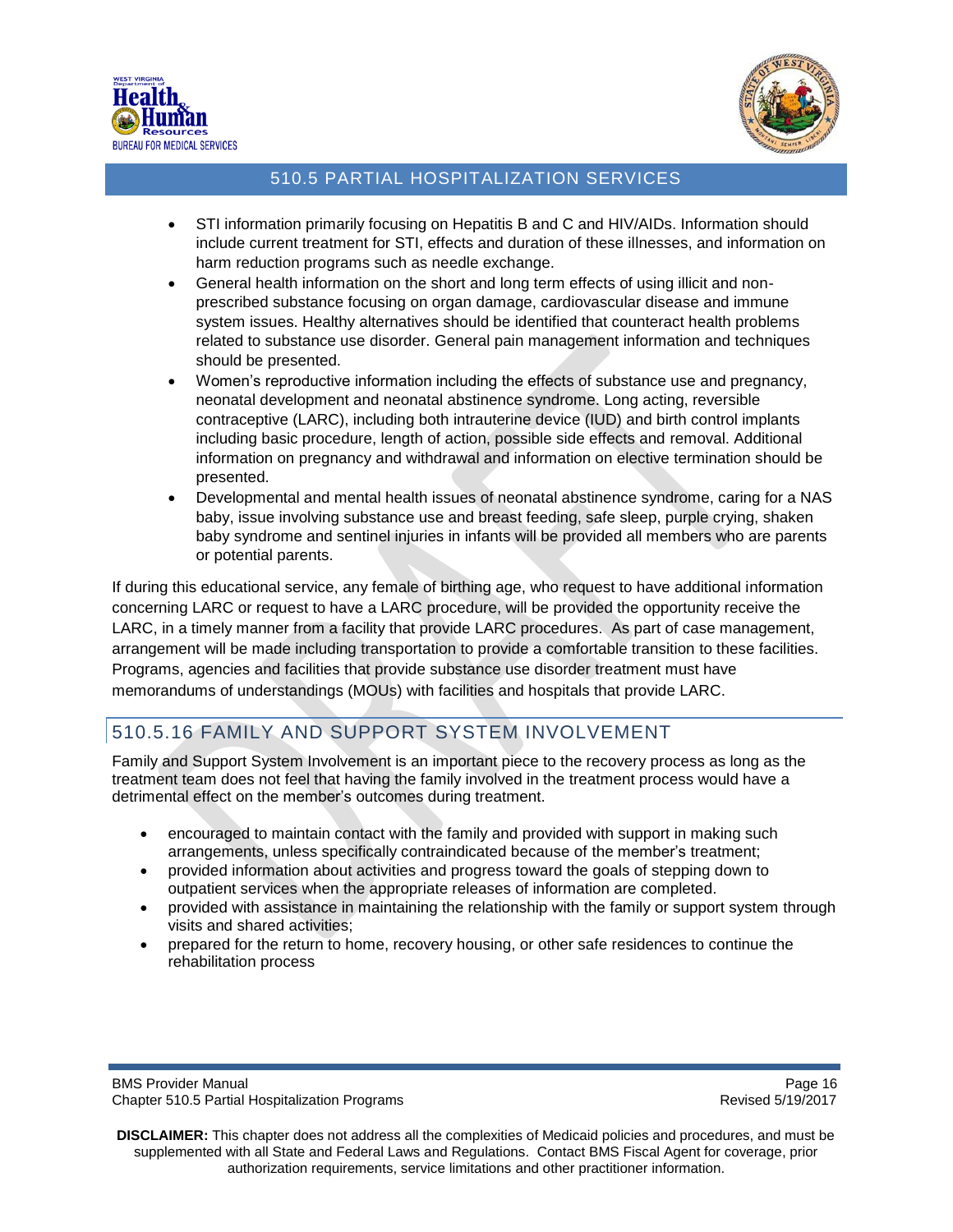- STI information primarily focusing on Hepatitis B and C and HIV/AIDs. Information should include current treatment for STI, effects and duration of these illnesses, and information on harm reduction programs such as needle exchange.
- General health information on the short and long term effects of using illicit and non-prescribed substance focusing on organ damage, cardiovascular disease and immune system issues. Healthy alternatives should be identified that counteract health problems related to substance use disorder. General pain management information and techniques should be presented.
- Women's reproductive information including the effects of substance use and pregnancy, neonatal development and neonatal abstinence syndrome. Long acting, reversible contraceptive (LARC), including both intrauterine device (IUD) and birth control implants including basic procedure, length of action, possible side effects and removal. Additional information on pregnancy and withdrawal and information on elective termination should be presented.
- Developmental and mental health issues of neonatal abstinence syndrome, caring for a NAS baby, issue involving substance use and breast feeding, safe sleep, purple crying, shaken baby syndrome and sentinel injuries in infants will be provided all members who are parents or potential parents.

If during this educational service, any female of birthing age, who request to have additional information concerning LARC or request to have a LARC procedure, will be provided the opportunity receive the LARC, in a timely manner from a facility that provide LARC procedures. As part of case management, arrangement will be made including transportation to provide a comfortable transition to these facilities. Programs, agencies and facilities that provide substance use disorder treatment must have memorandums of understandings (MOUs) with facilities and hospitals that provide LARC.

## 510.5.16 FAMILY AND SUPPORT SYSTEM INVOLVEMENT

Family and Support System Involvement is an important piece to the recovery process as long as the treatment team does not feel that having the family involved in the treatment process would have a detrimental effect on the member's outcomes during treatment.

- encouraged to maintain contact with the family and provided with support in making such arrangements, unless specifically contraindicated because of the member's treatment;
- provided information about activities and progress toward the goals of stepping down to outpatient services when the appropriate releases of information are completed.
- provided with assistance in maintaining the relationship with the family or support system through visits and shared activities;
- prepared for the return to home, recovery housing, or other safe residences to continue the rehabilitation process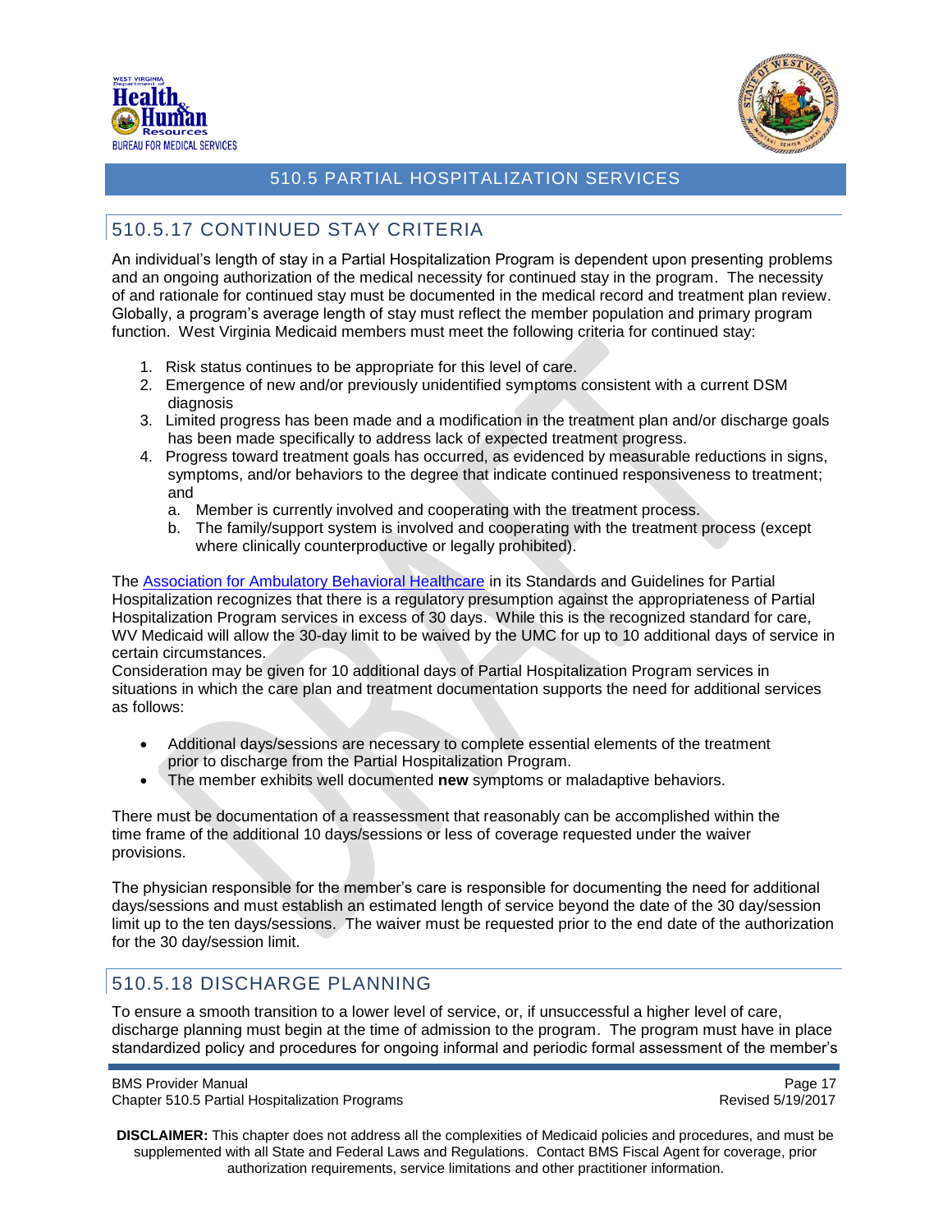## 510.5.17 CONTINUED STAY CRITERIA

An individual's length of stay in a Partial Hospitalization Program is dependent upon presenting problems and an ongoing authorization of the medical necessity for continued stay in the program. The necessity of and rationale for continued stay must be documented in the medical record and treatment plan review. Globally, a program's average length of stay must reflect the member population and primary program function. West Virginia Medicaid members must meet the following criteria for continued stay:

1. Risk status continues to be appropriate for this level of care.
2. Emergence of new and/or previously unidentified symptoms consistent with a current DSM diagnosis
3. Limited progress has been made and a modification in the treatment plan and/or discharge goals has been made specifically to address lack of expected treatment progress.
4. Progress toward treatment goals has occurred, as evidenced by measurable reductions in signs, symptoms, and/or behaviors to the degree that indicate continued responsiveness to treatment; and
   a. Member is currently involved and cooperating with the treatment process.
   b. The family/support system is involved and cooperating with the treatment process (except where clinically counterproductive or legally prohibited).

The Association for Ambulatory Behavioral Healthcare in its Standards and Guidelines for Partial Hospitalization recognizes that there is a regulatory presumption against the appropriateness of Partial Hospitalization Program services in excess of 30 days. While this is the recognized standard for care, WV Medicaid will allow the 30-day limit to be waived by the UMC for up to 10 additional days of service in certain circumstances.
Consideration may be given for 10 additional days of Partial Hospitalization Program services in situations in which the care plan and treatment documentation supports the need for additional services as follows:

- Additional days/sessions are necessary to complete essential elements of the treatment prior to discharge from the Partial Hospitalization Program.
- The member exhibits well documented **new** symptoms or maladaptive behaviors.

There must be documentation of a reassessment that reasonably can be accomplished within the time frame of the additional 10 days/sessions or less of coverage requested under the waiver provisions.

The physician responsible for the member's care is responsible for documenting the need for additional days/sessions and must establish an estimated length of service beyond the date of the 30 day/session limit up to the ten days/sessions. The waiver must be requested prior to the end date of the authorization for the 30 day/session limit.

## 510.5.18 DISCHARGE PLANNING

To ensure a smooth transition to a lower level of service, or, if unsuccessful a higher level of care, discharge planning must begin at the time of admission to the program. The program must have in place standardized policy and procedures for ongoing informal and periodic formal assessment of the member's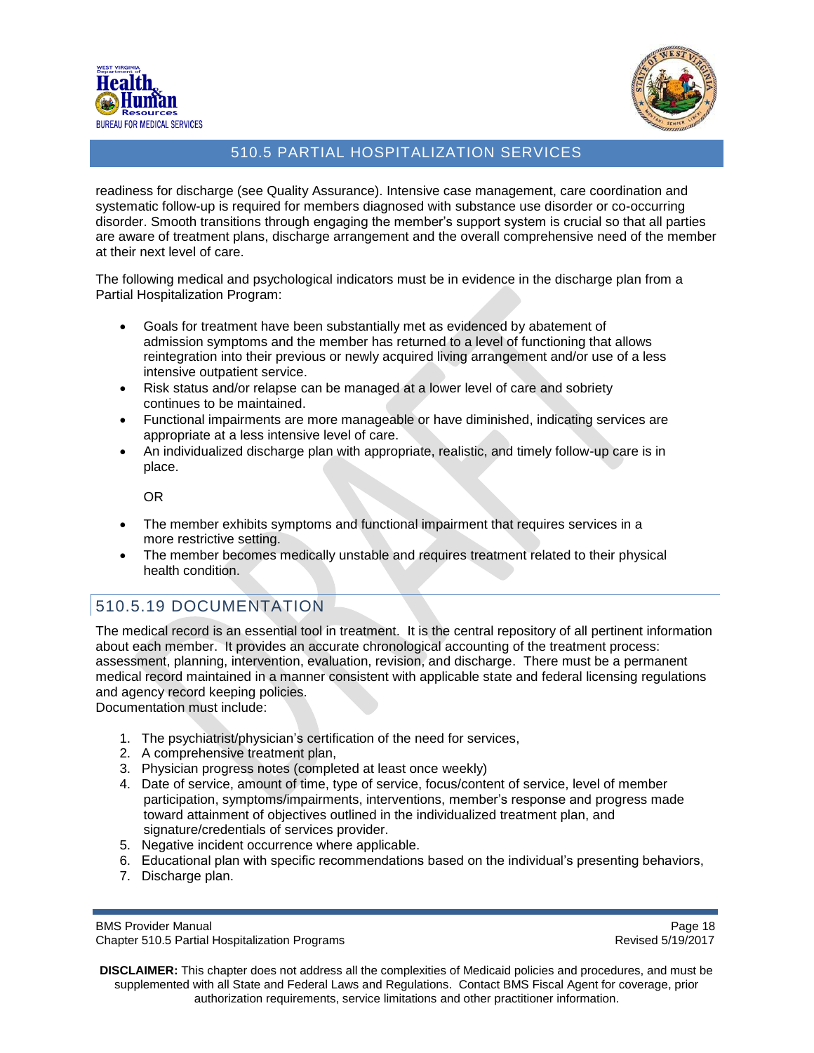readiness for discharge (see Quality Assurance). Intensive case management, care coordination and systematic follow-up is required for members diagnosed with substance use disorder or co-occurring disorder. Smooth transitions through engaging the member's support system is crucial so that all parties are aware of treatment plans, discharge arrangement and the overall comprehensive need of the member at their next level of care.

The following medical and psychological indicators must be in evidence in the discharge plan from a Partial Hospitalization Program:

- Goals for treatment have been substantially met as evidenced by abatement of admission symptoms and the member has returned to a level of functioning that allows reintegration into their previous or newly acquired living arrangement and/or use of a less intensive outpatient service.
- Risk status and/or relapse can be managed at a lower level of care and sobriety continues to be maintained.
- Functional impairments are more manageable or have diminished, indicating services are appropriate at a less intensive level of care.
- An individualized discharge plan with appropriate, realistic, and timely follow-up care is in place.

  OR

- The member exhibits symptoms and functional impairment that requires services in a more restrictive setting.
- The member becomes medically unstable and requires treatment related to their physical health condition.

## 510.5.19 DOCUMENTATION

The medical record is an essential tool in treatment. It is the central repository of all pertinent information about each member. It provides an accurate chronological accounting of the treatment process: assessment, planning, intervention, evaluation, revision, and discharge. There must be a permanent medical record maintained in a manner consistent with applicable state and federal licensing regulations and agency record keeping policies.
Documentation must include:

1. The psychiatrist/physician's certification of the need for services,
2. A comprehensive treatment plan,
3. Physician progress notes (completed at least once weekly)
4. Date of service, amount of time, type of service, focus/content of service, level of member participation, symptoms/impairments, interventions, member's response and progress made toward attainment of objectives outlined in the individualized treatment plan, and signature/credentials of services provider.
5. Negative incident occurrence where applicable.
6. Educational plan with specific recommendations based on the individual's presenting behaviors,
7. Discharge plan.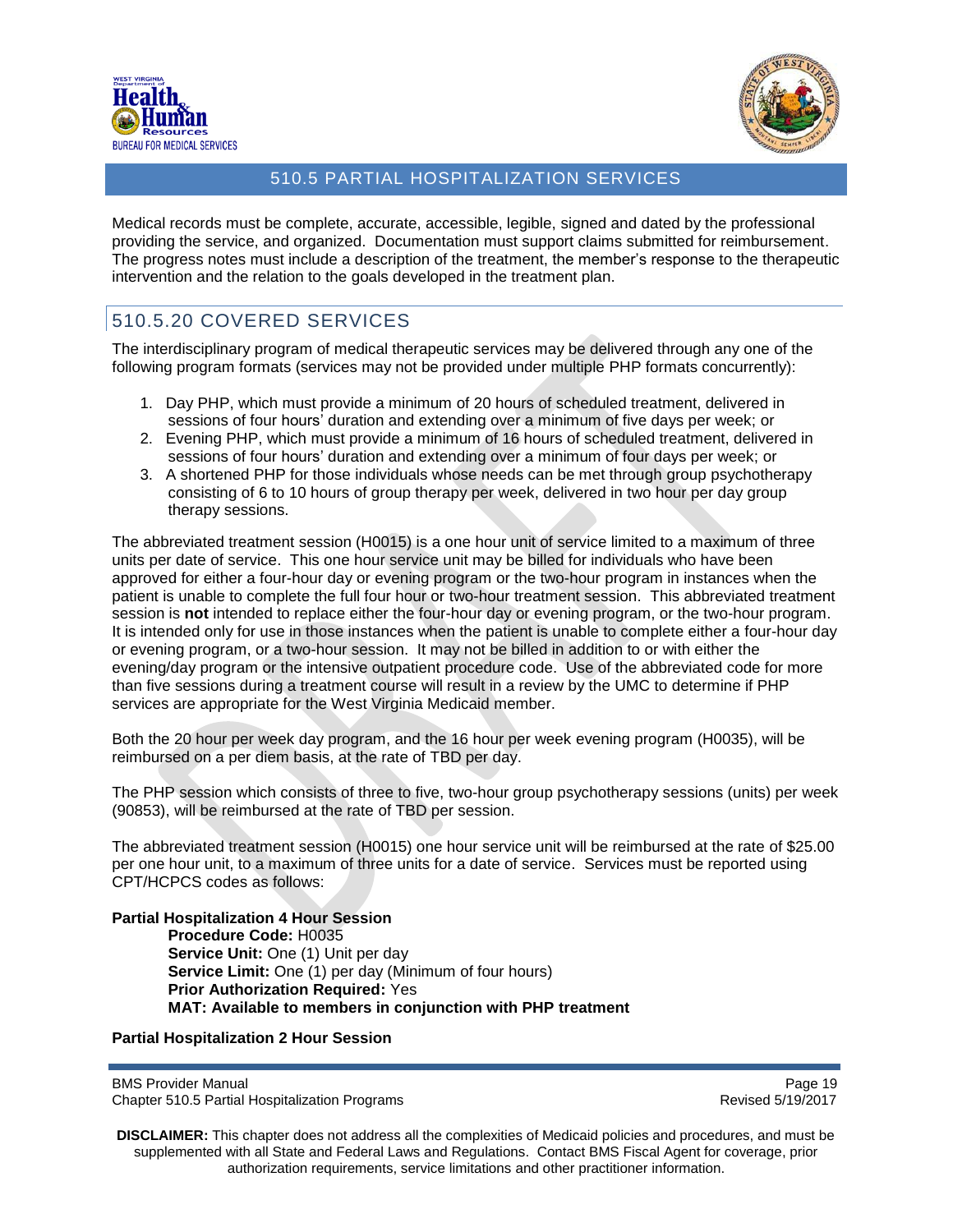Medical records must be complete, accurate, accessible, legible, signed and dated by the professional providing the service, and organized. Documentation must support claims submitted for reimbursement. The progress notes must include a description of the treatment, the member's response to the therapeutic intervention and the relation to the goals developed in the treatment plan.

## 510.5.20 COVERED SERVICES

The interdisciplinary program of medical therapeutic services may be delivered through any one of the following program formats (services may not be provided under multiple PHP formats concurrently):

1. Day PHP, which must provide a minimum of 20 hours of scheduled treatment, delivered in sessions of four hours' duration and extending over a minimum of five days per week; or
2. Evening PHP, which must provide a minimum of 16 hours of scheduled treatment, delivered in sessions of four hours' duration and extending over a minimum of four days per week; or
3. A shortened PHP for those individuals whose needs can be met through group psychotherapy consisting of 6 to 10 hours of group therapy per week, delivered in two hour per day group therapy sessions.

The abbreviated treatment session (H0015) is a one hour unit of service limited to a maximum of three units per date of service. This one hour service unit may be billed for individuals who have been approved for either a four-hour day or evening program or the two-hour program in instances when the patient is unable to complete the full four hour or two-hour treatment session. This abbreviated treatment session is **not** intended to replace either the four-hour day or evening program, or the two-hour program. It is intended only for use in those instances when the patient is unable to complete either a four-hour day or evening program, or a two-hour session. It may not be billed in addition to or with either the evening/day program or the intensive outpatient procedure code. Use of the abbreviated code for more than five sessions during a treatment course will result in a review by the UMC to determine if PHP services are appropriate for the West Virginia Medicaid member.

Both the 20 hour per week day program, and the 16 hour per week evening program (H0035), will be reimbursed on a per diem basis, at the rate of TBD per day.

The PHP session which consists of three to five, two-hour group psychotherapy sessions (units) per week (90853), will be reimbursed at the rate of TBD per session.

The abbreviated treatment session (H0015) one hour service unit will be reimbursed at the rate of $25.00 per one hour unit, to a maximum of three units for a date of service. Services must be reported using CPT/HCPCS codes as follows:

**Partial Hospitalization 4 Hour Session**

**Procedure Code:** H0035
**Service Unit:** One (1) Unit per day
**Service Limit:** One (1) per day (Minimum of four hours)
**Prior Authorization Required:** Yes
**MAT: Available to members in conjunction with PHP treatment**

**Partial Hospitalization 2 Hour Session**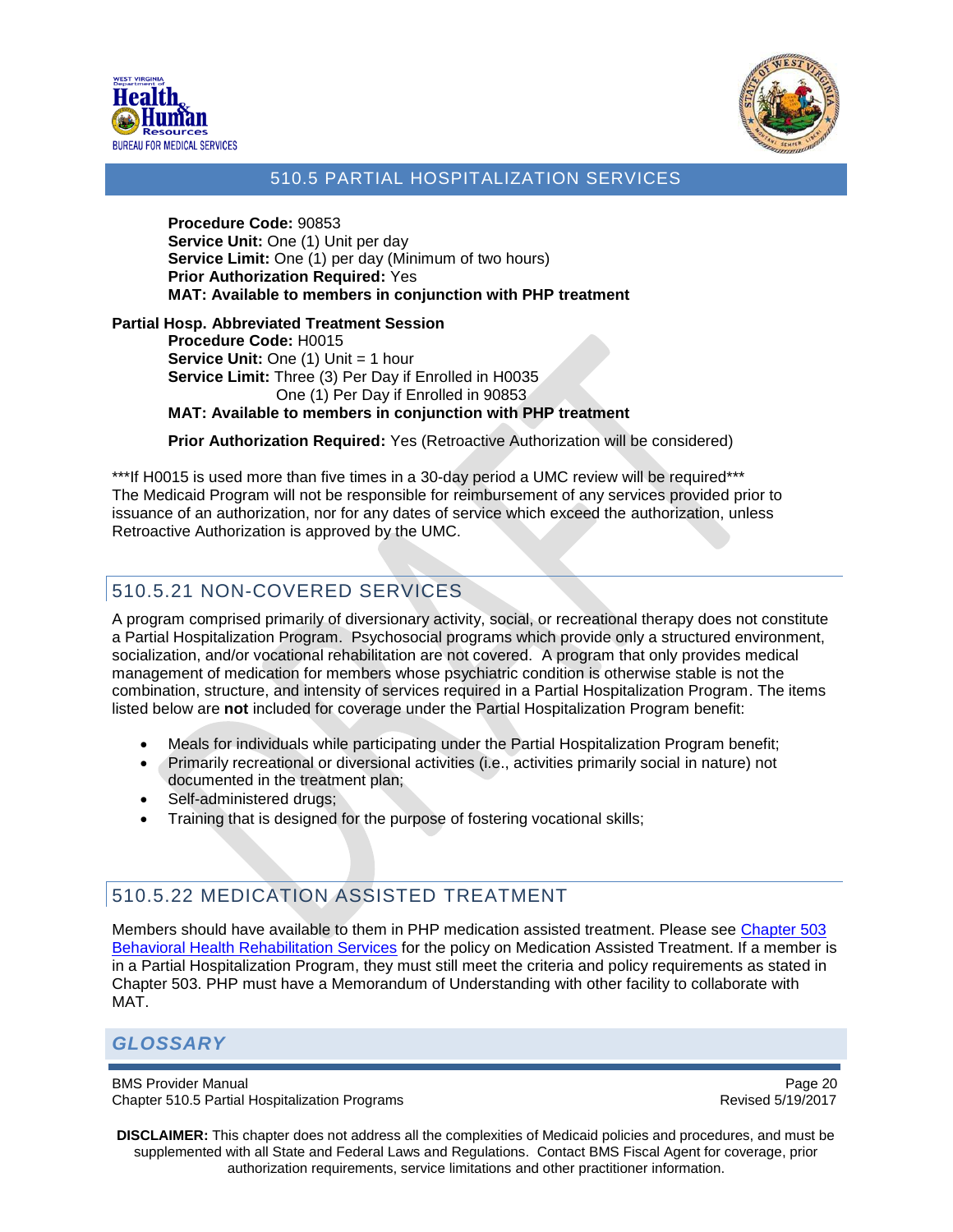**Procedure Code:** 90853
**Service Unit:** One (1) Unit per day
**Service Limit:** One (1) per day (Minimum of two hours)
**Prior Authorization Required:** Yes
**MAT: Available to members in conjunction with PHP treatment**

**Partial Hosp. Abbreviated Treatment Session**
**Procedure Code:** H0015
**Service Unit:** One (1) Unit = 1 hour
**Service Limit:** Three (3) Per Day if Enrolled in H0035
One (1) Per Day if Enrolled in 90853
**MAT: Available to members in conjunction with PHP treatment**

**Prior Authorization Required:** Yes (Retroactive Authorization will be considered)

***If H0015 is used more than five times in a 30-day period a UMC review will be required***
The Medicaid Program will not be responsible for reimbursement of any services provided prior to issuance of an authorization, nor for any dates of service which exceed the authorization, unless Retroactive Authorization is approved by the UMC.

## 510.5.21 NON-COVERED SERVICES

A program comprised primarily of diversionary activity, social, or recreational therapy does not constitute a Partial Hospitalization Program. Psychosocial programs which provide only a structured environment, socialization, and/or vocational rehabilitation are not covered. A program that only provides medical management of medication for members whose psychiatric condition is otherwise stable is not the combination, structure, and intensity of services required in a Partial Hospitalization Program. The items listed below are **not** included for coverage under the Partial Hospitalization Program benefit:

- Meals for individuals while participating under the Partial Hospitalization Program benefit;
- Primarily recreational or diversional activities (i.e., activities primarily social in nature) not documented in the treatment plan;
- Self-administered drugs;
- Training that is designed for the purpose of fostering vocational skills;

## 510.5.22 MEDICATION ASSISTED TREATMENT

Members should have available to them in PHP medication assisted treatment. Please see Chapter 503 Behavioral Health Rehabilitation Services for the policy on Medication Assisted Treatment. If a member is in a Partial Hospitalization Program, they must still meet the criteria and policy requirements as stated in Chapter 503. PHP must have a Memorandum of Understanding with other facility to collaborate with MAT.

## *GLOSSARY*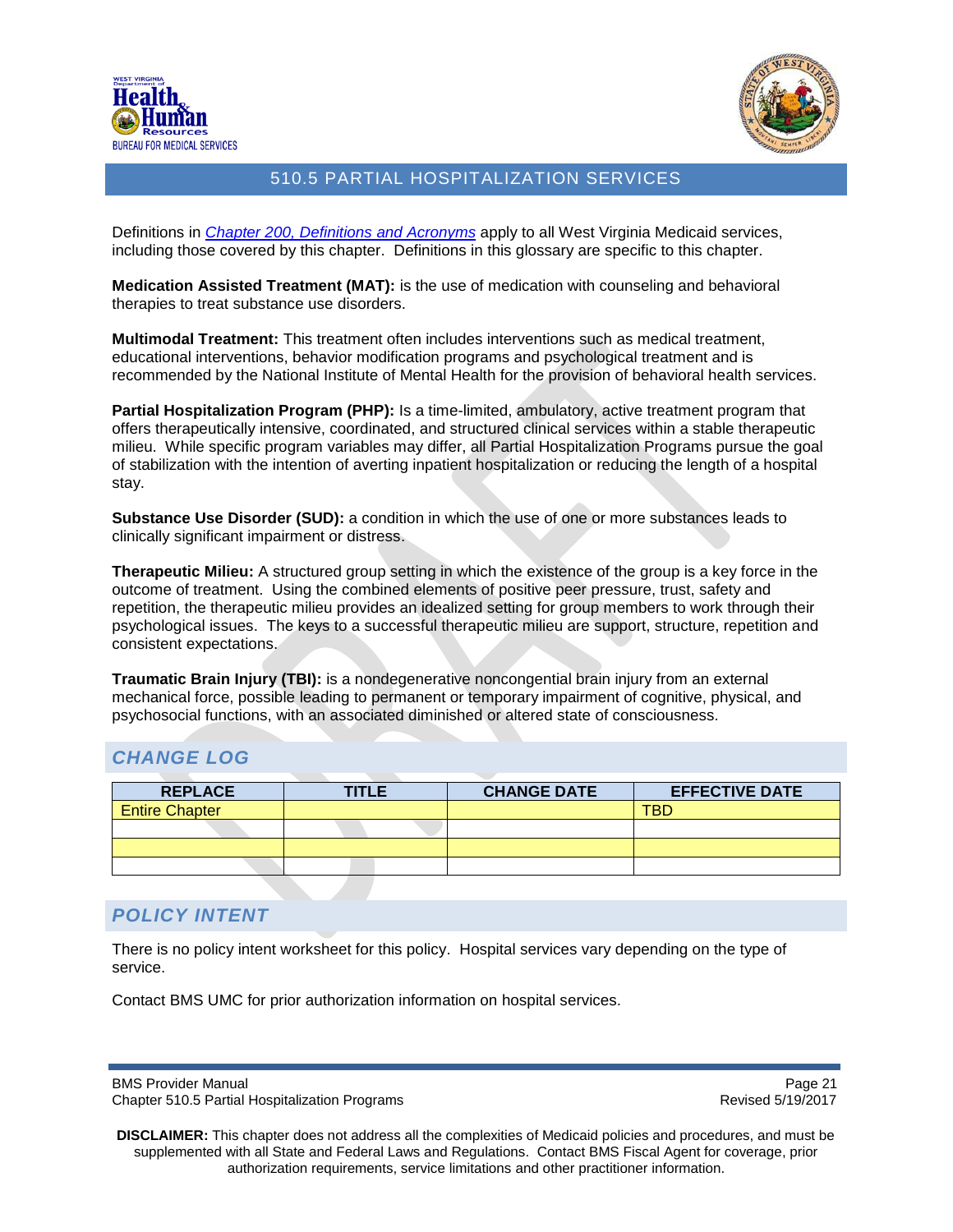# 510.5 PARTIAL HOSPITALIZATION SERVICES

Definitions in *Chapter 200, Definitions and Acronyms* apply to all West Virginia Medicaid services, including those covered by this chapter. Definitions in this glossary are specific to this chapter.

**Medication Assisted Treatment (MAT):** is the use of medication with counseling and behavioral therapies to treat substance use disorders.

**Multimodal Treatment:** This treatment often includes interventions such as medical treatment, educational interventions, behavior modification programs and psychological treatment and is recommended by the National Institute of Mental Health for the provision of behavioral health services.

**Partial Hospitalization Program (PHP):** Is a time-limited, ambulatory, active treatment program that offers therapeutically intensive, coordinated, and structured clinical services within a stable therapeutic milieu. While specific program variables may differ, all Partial Hospitalization Programs pursue the goal of stabilization with the intention of averting inpatient hospitalization or reducing the length of a hospital stay.

**Substance Use Disorder (SUD):** a condition in which the use of one or more substances leads to clinically significant impairment or distress.

**Therapeutic Milieu:** A structured group setting in which the existence of the group is a key force in the outcome of treatment. Using the combined elements of positive peer pressure, trust, safety and repetition, the therapeutic milieu provides an idealized setting for group members to work through their psychological issues. The keys to a successful therapeutic milieu are support, structure, repetition and consistent expectations.

**Traumatic Brain Injury (TBI):** is a nondegenerative noncongential brain injury from an external mechanical force, possible leading to permanent or temporary impairment of cognitive, physical, and psychosocial functions, with an associated diminished or altered state of consciousness.

## CHANGE LOG

| REPLACE | TITLE | CHANGE DATE | EFFECTIVE DATE |
|---|---|---|---|
| Entire Chapter | | | TBD |
| | | | |
| | | | |
| | | | |

## POLICY INTENT

There is no policy intent worksheet for this policy. Hospital services vary depending on the type of service.

Contact BMS UMC for prior authorization information on hospital services.

**DISCLAIMER:** This chapter does not address all the complexities of Medicaid policies and procedures, and must be supplemented with all State and Federal Laws and Regulations. Contact BMS Fiscal Agent for coverage, prior authorization requirements, service limitations and other practitioner information.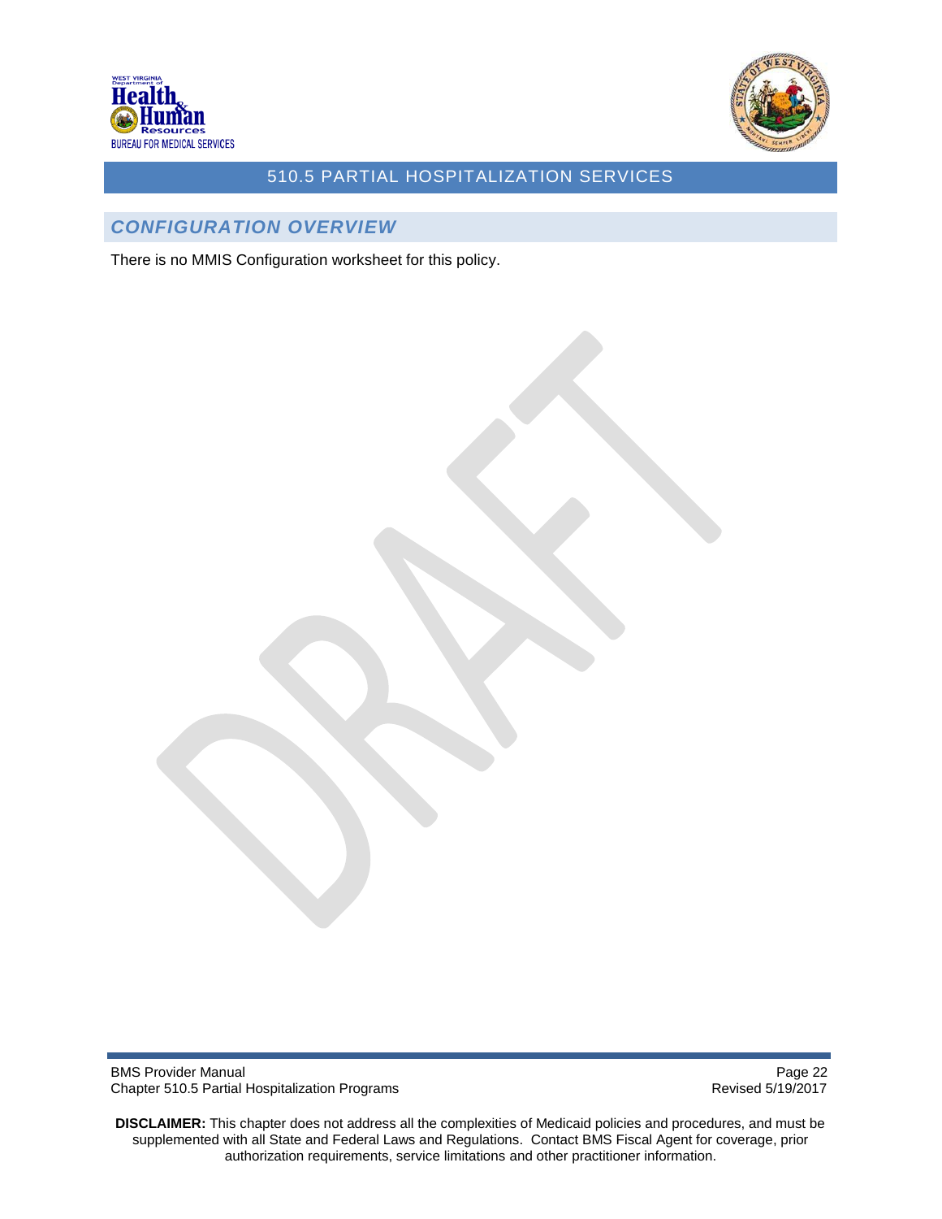# 510.5 PARTIAL HOSPITALIZATION SERVICES

## *CONFIGURATION OVERVIEW*

There is no MMIS Configuration worksheet for this policy.

**DISCLAIMER:** This chapter does not address all the complexities of Medicaid policies and procedures, and must be supplemented with all State and Federal Laws and Regulations. Contact BMS Fiscal Agent for coverage, prior authorization requirements, service limitations and other practitioner information.